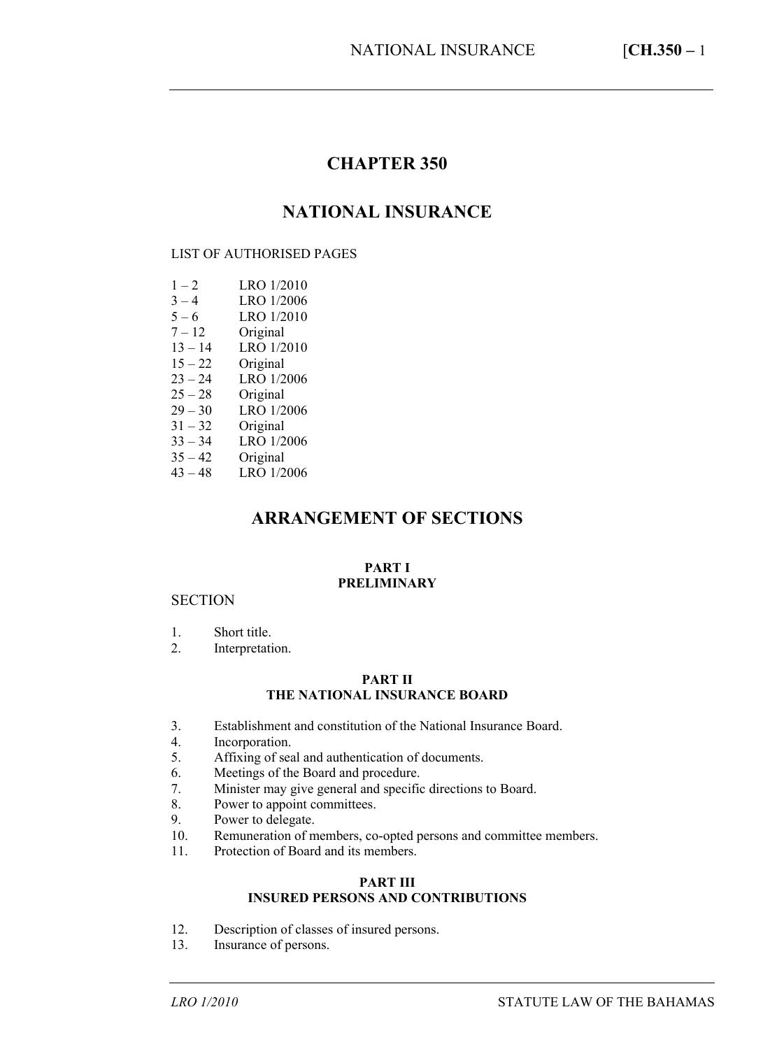# CHAPTER 350

# NATIONAL INSURANCE

LIST OF AUTHORISED PAGES

| | |
|---|---|
| 1 – 2 | LRO 1/2010 |
| 3 – 4 | LRO 1/2006 |
| 5 – 6 | LRO 1/2010 |
| 7 – 12 | Original |
| 13 – 14 | LRO 1/2010 |
| 15 – 22 | Original |
| 23 – 24 | LRO 1/2006 |
| 25 – 28 | Original |
| 29 – 30 | LRO 1/2006 |
| 31 – 32 | Original |
| 33 – 34 | LRO 1/2006 |
| 35 – 42 | Original |
| 43 – 48 | LRO 1/2006 |

## ARRANGEMENT OF SECTIONS

### PART I
### PRELIMINARY

SECTION

1. Short title.
2. Interpretation.

### PART II
### THE NATIONAL INSURANCE BOARD

3. Establishment and constitution of the National Insurance Board.
4. Incorporation.
5. Affixing of seal and authentication of documents.
6. Meetings of the Board and procedure.
7. Minister may give general and specific directions to Board.
8. Power to appoint committees.
9. Power to delegate.
10. Remuneration of members, co-opted persons and committee members.
11. Protection of Board and its members.

### PART III
### INSURED PERSONS AND CONTRIBUTIONS

12. Description of classes of insured persons.
13. Insurance of persons.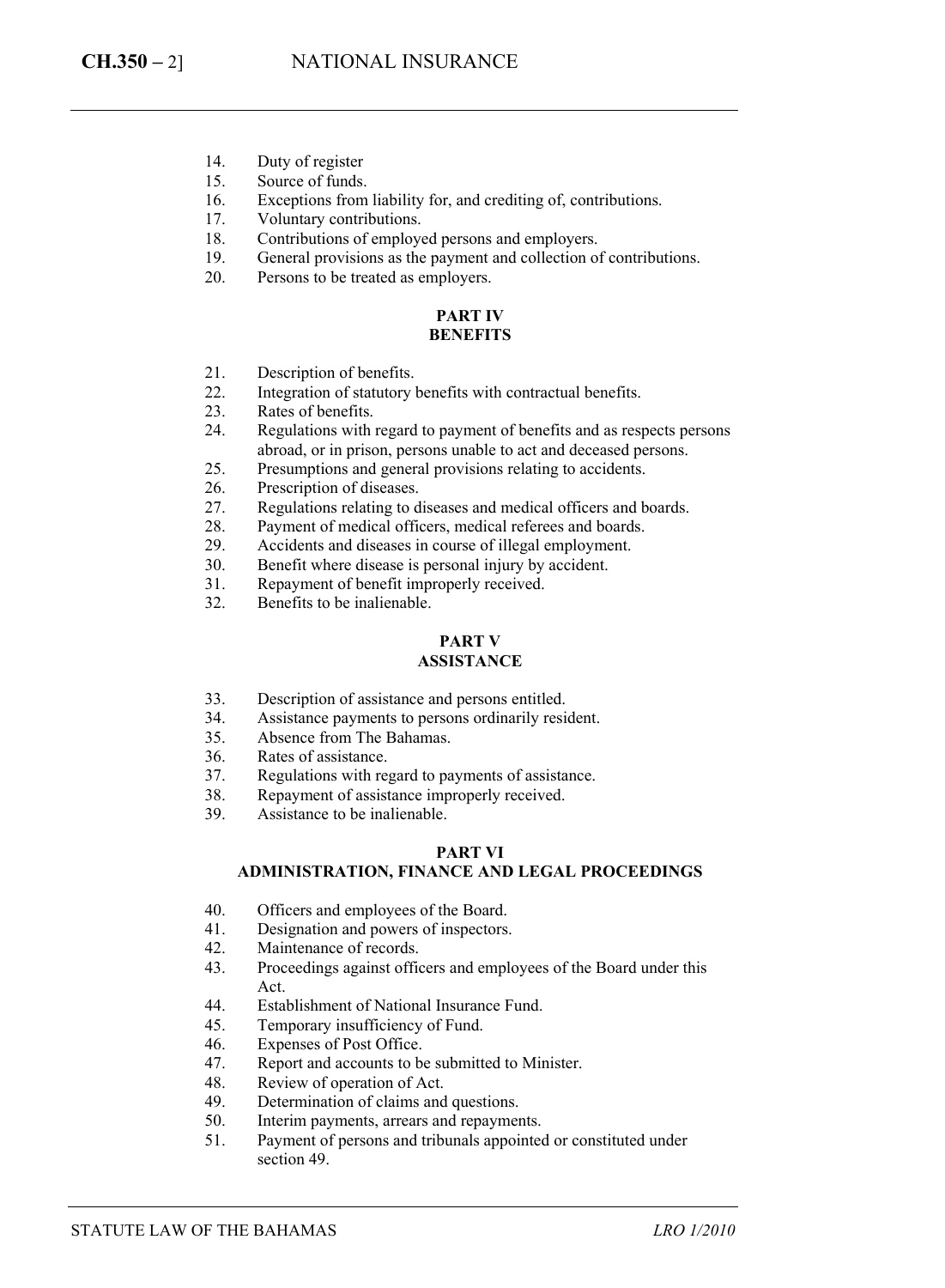14. Duty of register
15. Source of funds.
16. Exceptions from liability for, and crediting of, contributions.
17. Voluntary contributions.
18. Contributions of employed persons and employers.
19. General provisions as the payment and collection of contributions.
20. Persons to be treated as employers.

**PART IV**
**BENEFITS**

21. Description of benefits.
22. Integration of statutory benefits with contractual benefits.
23. Rates of benefits.
24. Regulations with regard to payment of benefits and as respects persons abroad, or in prison, persons unable to act and deceased persons.
25. Presumptions and general provisions relating to accidents.
26. Prescription of diseases.
27. Regulations relating to diseases and medical officers and boards.
28. Payment of medical officers, medical referees and boards.
29. Accidents and diseases in course of illegal employment.
30. Benefit where disease is personal injury by accident.
31. Repayment of benefit improperly received.
32. Benefits to be inalienable.

**PART V**
**ASSISTANCE**

33. Description of assistance and persons entitled.
34. Assistance payments to persons ordinarily resident.
35. Absence from The Bahamas.
36. Rates of assistance.
37. Regulations with regard to payments of assistance.
38. Repayment of assistance improperly received.
39. Assistance to be inalienable.

**PART VI**
**ADMINISTRATION, FINANCE AND LEGAL PROCEEDINGS**

40. Officers and employees of the Board.
41. Designation and powers of inspectors.
42. Maintenance of records.
43. Proceedings against officers and employees of the Board under this Act.
44. Establishment of National Insurance Fund.
45. Temporary insufficiency of Fund.
46. Expenses of Post Office.
47. Report and accounts to be submitted to Minister.
48. Review of operation of Act.
49. Determination of claims and questions.
50. Interim payments, arrears and repayments.
51. Payment of persons and tribunals appointed or constituted under section 49.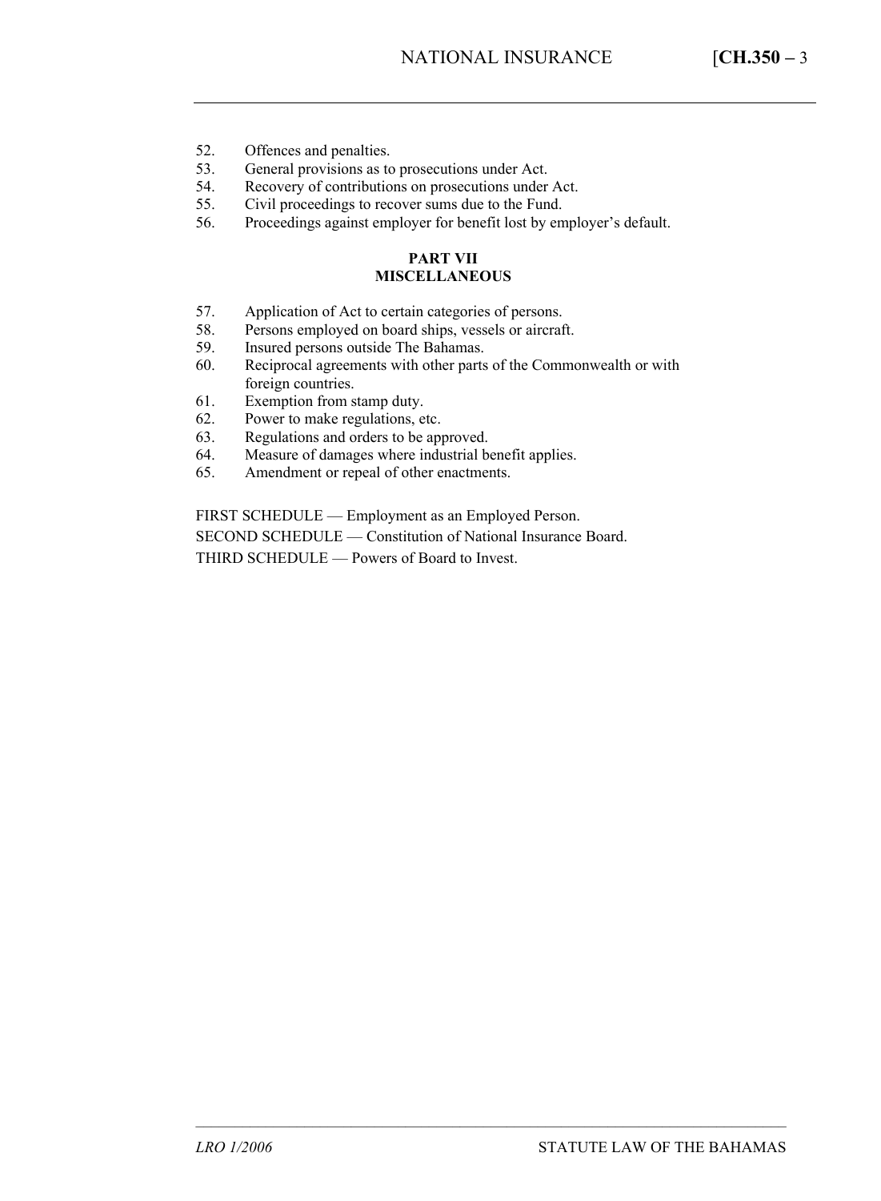52. Offences and penalties.
53. General provisions as to prosecutions under Act.
54. Recovery of contributions on prosecutions under Act.
55. Civil proceedings to recover sums due to the Fund.
56. Proceedings against employer for benefit lost by employer's default.

**PART VII**
**MISCELLANEOUS**

57. Application of Act to certain categories of persons.
58. Persons employed on board ships, vessels or aircraft.
59. Insured persons outside The Bahamas.
60. Reciprocal agreements with other parts of the Commonwealth or with foreign countries.
61. Exemption from stamp duty.
62. Power to make regulations, etc.
63. Regulations and orders to be approved.
64. Measure of damages where industrial benefit applies.
65. Amendment or repeal of other enactments.

FIRST SCHEDULE — Employment as an Employed Person.

SECOND SCHEDULE — Constitution of National Insurance Board.

THIRD SCHEDULE — Powers of Board to Invest.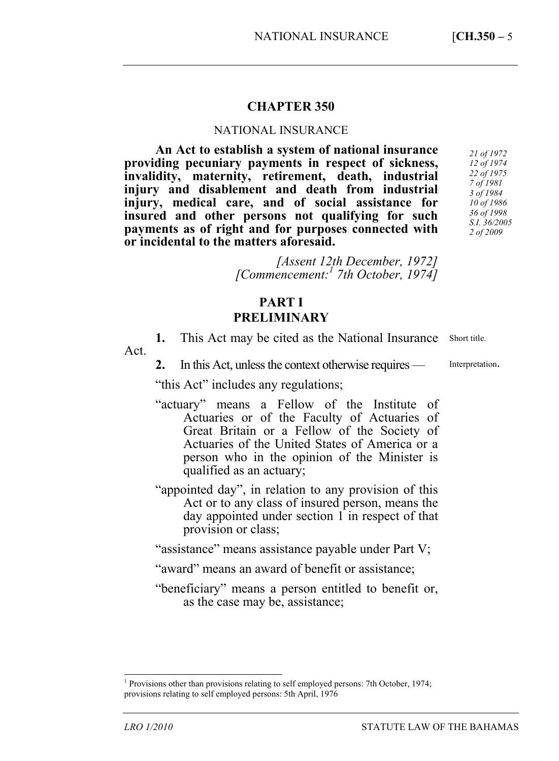# CHAPTER 350

## NATIONAL INSURANCE

**An Act to establish a system of national insurance providing pecuniary payments in respect of sickness, invalidity, maternity, retirement, death, industrial injury and disablement and death from industrial injury, medical care, and of social assistance for insured and other persons not qualifying for such payments as of right and for purposes connected with or incidental to the matters aforesaid.**

*21 of 1972*
*12 of 1974*
*22 of 1975*
*7 of 1981*
*3 of 1984*
*10 of 1986*
*36 of 1998*
*S.I. 36/2005*
*2 of 2009*

*[Assent 12th December, 1972]*
*[Commencement:[1] 7th October, 1974]*

## PART I
## PRELIMINARY

Short title.

**1.** This Act may be cited as the National Insurance Act.

Interpretation.

**2.** In this Act, unless the context otherwise requires —

"this Act" includes any regulations;

"actuary" means a Fellow of the Institute of Actuaries or of the Faculty of Actuaries of Great Britain or a Fellow of the Society of Actuaries of the United States of America or a person who in the opinion of the Minister is qualified as an actuary;

"appointed day", in relation to any provision of this Act or to any class of insured person, means the day appointed under section 1 in respect of that provision or class;

"assistance" means assistance payable under Part V;

"award" means an award of benefit or assistance;

"beneficiary" means a person entitled to benefit or, as the case may be, assistance;

---

[1] Provisions other than provisions relating to self employed persons: 7th October, 1974; provisions relating to self employed persons: 5th April, 1976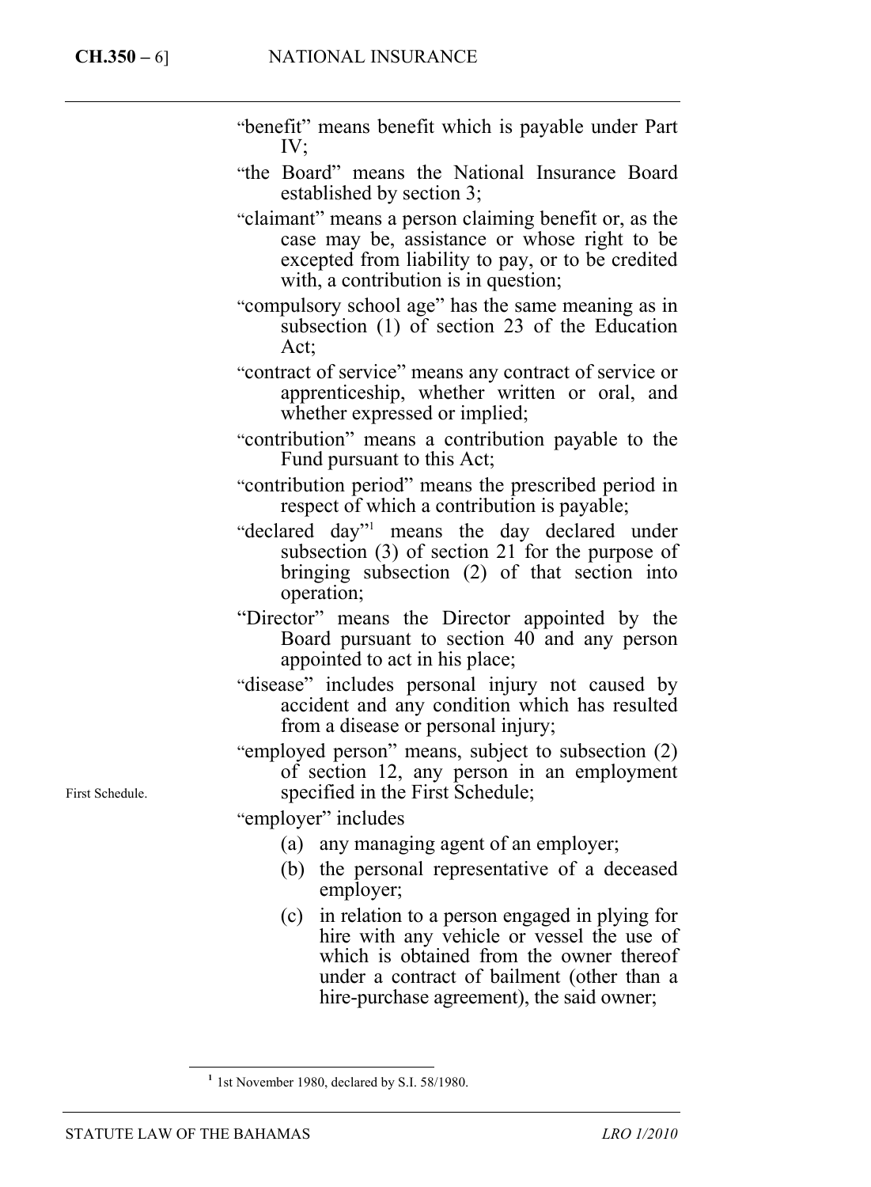"benefit" means benefit which is payable under Part IV;

"the Board" means the National Insurance Board established by section 3;

"claimant" means a person claiming benefit or, as the case may be, assistance or whose right to be excepted from liability to pay, or to be credited with, a contribution is in question;

"compulsory school age" has the same meaning as in subsection (1) of section 23 of the Education Act;

"contract of service" means any contract of service or apprenticeship, whether written or oral, and whether expressed or implied;

"contribution" means a contribution payable to the Fund pursuant to this Act;

"contribution period" means the prescribed period in respect of which a contribution is payable;

"declared day"[1] means the day declared under subsection (3) of section 21 for the purpose of bringing subsection (2) of that section into operation;

"Director" means the Director appointed by the Board pursuant to section 40 and any person appointed to act in his place;

"disease" includes personal injury not caused by accident and any condition which has resulted from a disease or personal injury;

First Schedule.

"employed person" means, subject to subsection (2) of section 12, any person in an employment specified in the First Schedule;

"employer" includes

(a) any managing agent of an employer;

(b) the personal representative of a deceased employer;

(c) in relation to a person engaged in plying for hire with any vehicle or vessel the use of which is obtained from the owner thereof under a contract of bailment (other than a hire-purchase agreement), the said owner;

[1] 1st November 1980, declared by S.I. 58/1980.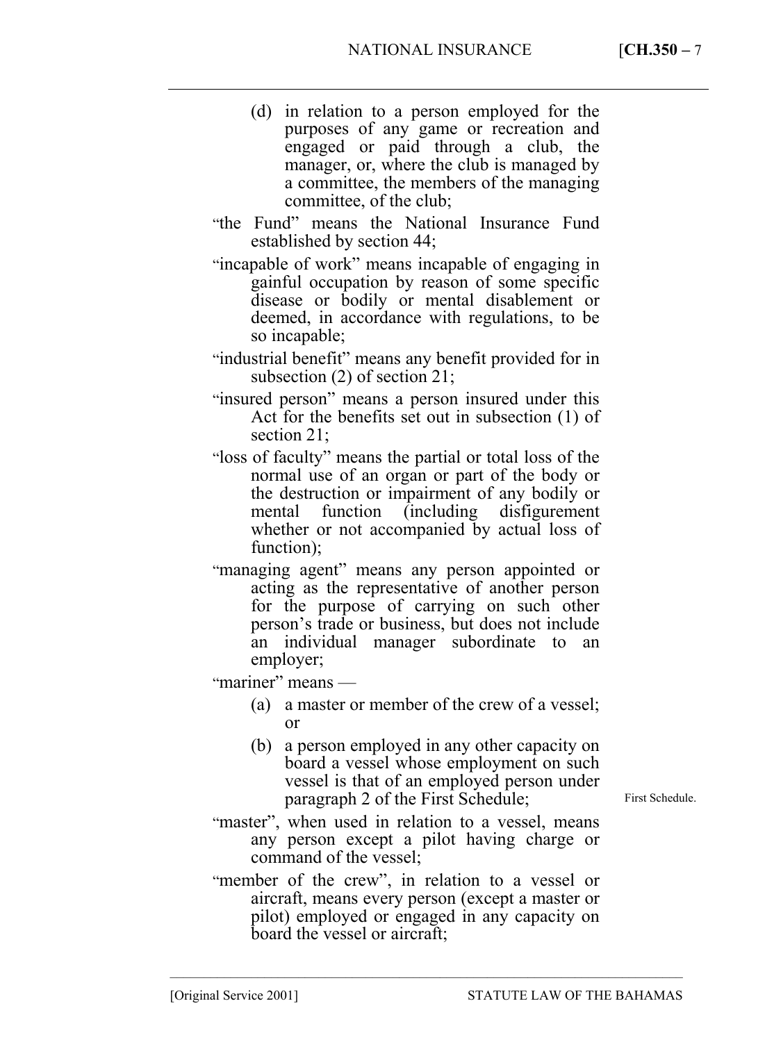(d) in relation to a person employed for the purposes of any game or recreation and engaged or paid through a club, the manager, or, where the club is managed by a committee, the members of the managing committee, of the club;

"the Fund" means the National Insurance Fund established by section 44;

"incapable of work" means incapable of engaging in gainful occupation by reason of some specific disease or bodily or mental disablement or deemed, in accordance with regulations, to be so incapable;

"industrial benefit" means any benefit provided for in subsection (2) of section 21;

"insured person" means a person insured under this Act for the benefits set out in subsection (1) of section 21;

"loss of faculty" means the partial or total loss of the normal use of an organ or part of the body or the destruction or impairment of any bodily or mental function (including disfigurement whether or not accompanied by actual loss of function);

"managing agent" means any person appointed or acting as the representative of another person for the purpose of carrying on such other person's trade or business, but does not include an individual manager subordinate to an employer;

"mariner" means —

(a) a master or member of the crew of a vessel; or

(b) a person employed in any other capacity on board a vessel whose employment on such vessel is that of an employed person under paragraph 2 of the First Schedule;

First Schedule.

"master", when used in relation to a vessel, means any person except a pilot having charge or command of the vessel;

"member of the crew", in relation to a vessel or aircraft, means every person (except a master or pilot) employed or engaged in any capacity on board the vessel or aircraft;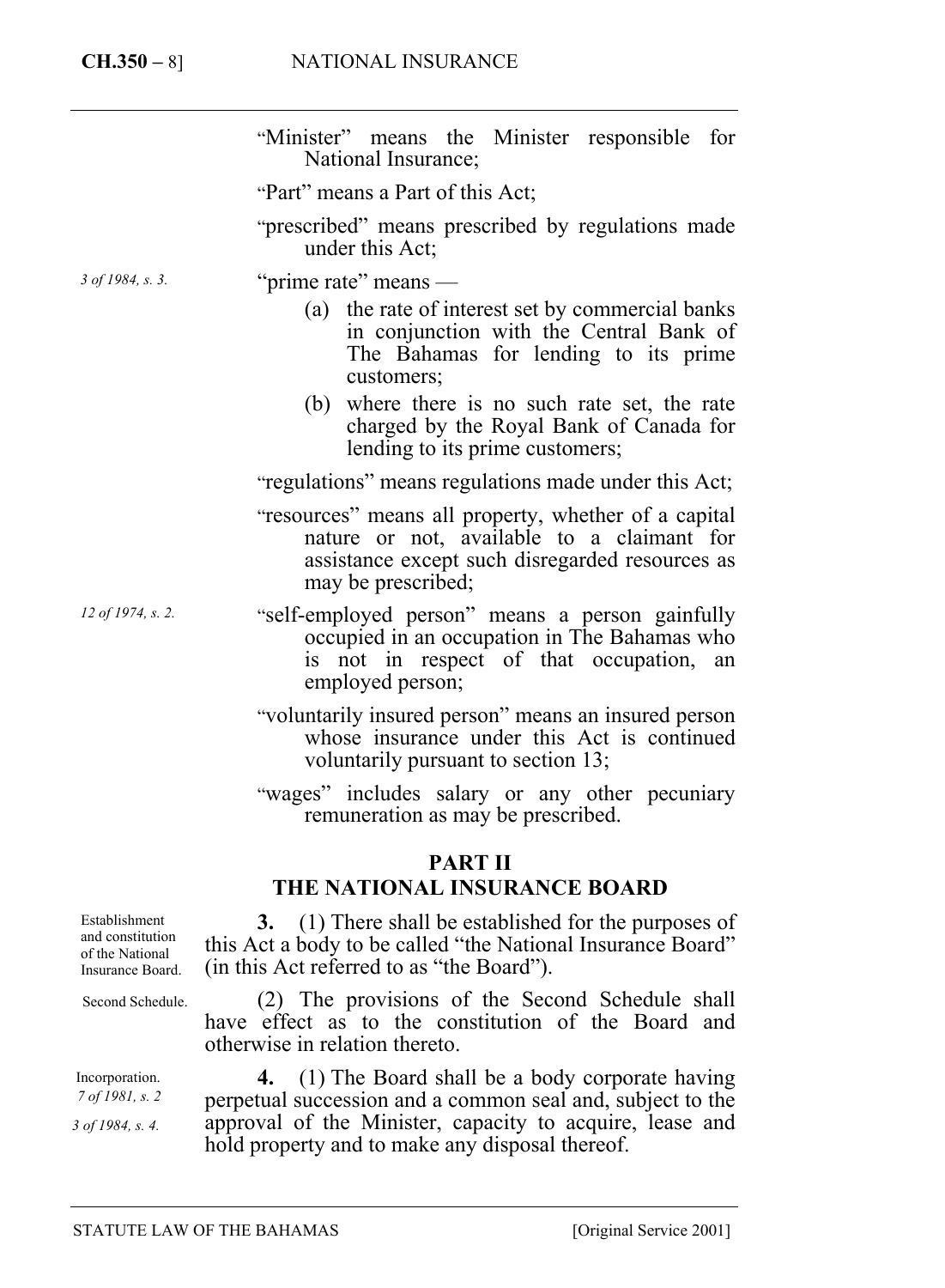"Minister" means the Minister responsible for National Insurance;

"Part" means a Part of this Act;

"prescribed" means prescribed by regulations made under this Act;

*3 of 1984, s. 3.*

"prime rate" means —

(a) the rate of interest set by commercial banks in conjunction with the Central Bank of The Bahamas for lending to its prime customers;

(b) where there is no such rate set, the rate charged by the Royal Bank of Canada for lending to its prime customers;

"regulations" means regulations made under this Act;

"resources" means all property, whether of a capital nature or not, available to a claimant for assistance except such disregarded resources as may be prescribed;

*12 of 1974, s. 2.*

"self-employed person" means a person gainfully occupied in an occupation in The Bahamas who is not in respect of that occupation, an employed person;

"voluntarily insured person" means an insured person whose insurance under this Act is continued voluntarily pursuant to section 13;

"wages" includes salary or any other pecuniary remuneration as may be prescribed.

## PART II
## THE NATIONAL INSURANCE BOARD

*Establishment and constitution of the National Insurance Board.*

**3.** (1) There shall be established for the purposes of this Act a body to be called "the National Insurance Board" (in this Act referred to as "the Board").

*Second Schedule.*

(2) The provisions of the Second Schedule shall have effect as to the constitution of the Board and otherwise in relation thereto.

*Incorporation.*
*7 of 1981, s. 2*
*3 of 1984, s. 4.*

**4.** (1) The Board shall be a body corporate having perpetual succession and a common seal and, subject to the approval of the Minister, capacity to acquire, lease and hold property and to make any disposal thereof.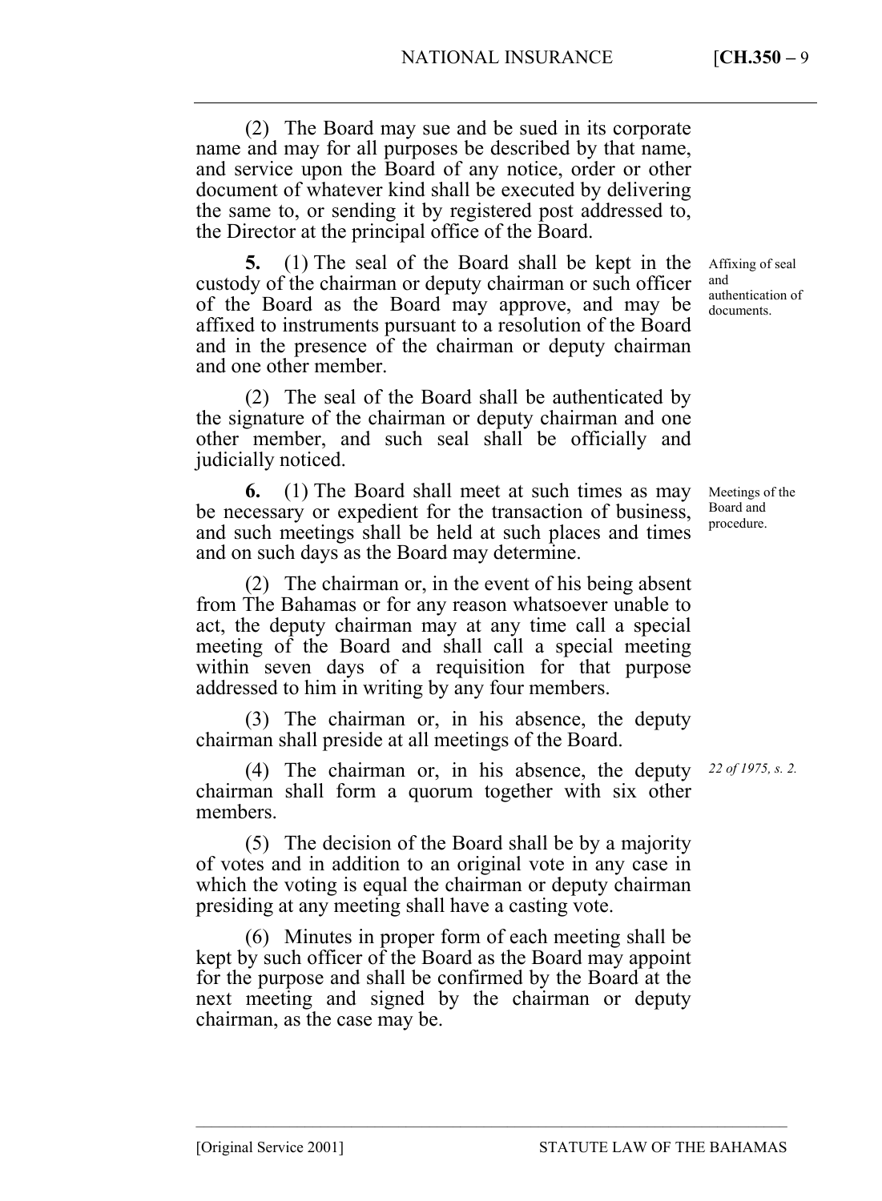(2) The Board may sue and be sued in its corporate name and may for all purposes be described by that name, and service upon the Board of any notice, order or other document of whatever kind shall be executed by delivering the same to, or sending it by registered post addressed to, the Director at the principal office of the Board.

Affixing of seal and authentication of documents.

**5.** (1) The seal of the Board shall be kept in the custody of the chairman or deputy chairman or such officer of the Board as the Board may approve, and may be affixed to instruments pursuant to a resolution of the Board and in the presence of the chairman or deputy chairman and one other member.

(2) The seal of the Board shall be authenticated by the signature of the chairman or deputy chairman and one other member, and such seal shall be officially and judicially noticed.

Meetings of the Board and procedure.

**6.** (1) The Board shall meet at such times as may be necessary or expedient for the transaction of business, and such meetings shall be held at such places and times and on such days as the Board may determine.

(2) The chairman or, in the event of his being absent from The Bahamas or for any reason whatsoever unable to act, the deputy chairman may at any time call a special meeting of the Board and shall call a special meeting within seven days of a requisition for that purpose addressed to him in writing by any four members.

(3) The chairman or, in his absence, the deputy chairman shall preside at all meetings of the Board.

*22 of 1975, s. 2.*

(4) The chairman or, in his absence, the deputy chairman shall form a quorum together with six other members.

(5) The decision of the Board shall be by a majority of votes and in addition to an original vote in any case in which the voting is equal the chairman or deputy chairman presiding at any meeting shall have a casting vote.

(6) Minutes in proper form of each meeting shall be kept by such officer of the Board as the Board may appoint for the purpose and shall be confirmed by the Board at the next meeting and signed by the chairman or deputy chairman, as the case may be.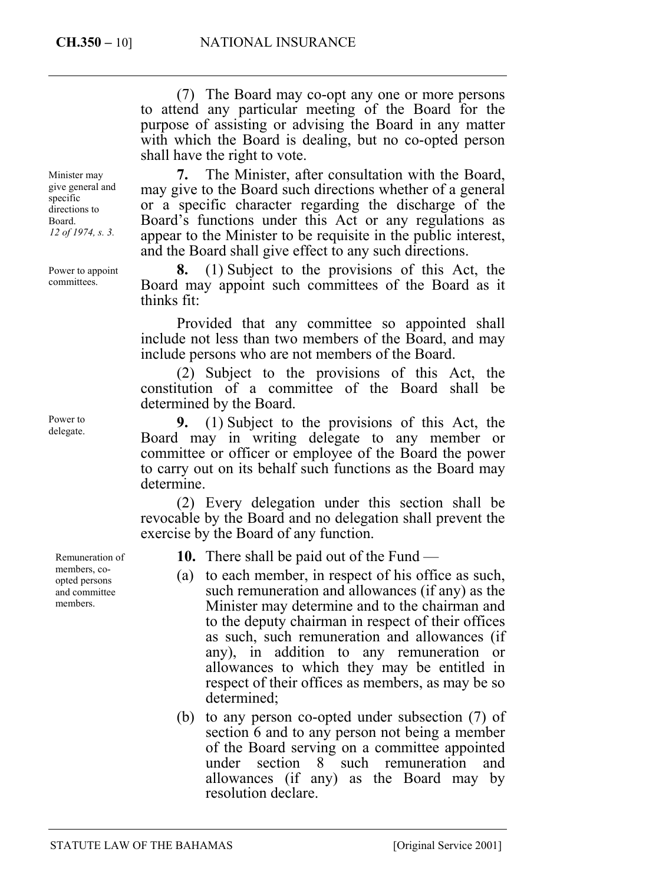(7) The Board may co-opt any one or more persons to attend any particular meeting of the Board for the purpose of assisting or advising the Board in any matter with which the Board is dealing, but no co-opted person shall have the right to vote.

*Minister may give general and specific directions to Board. 12 of 1974, s. 3.*

**7.** The Minister, after consultation with the Board, may give to the Board such directions whether of a general or a specific character regarding the discharge of the Board's functions under this Act or any regulations as appear to the Minister to be requisite in the public interest, and the Board shall give effect to any such directions.

*Power to appoint committees.*

**8.** (1) Subject to the provisions of this Act, the Board may appoint such committees of the Board as it thinks fit:

Provided that any committee so appointed shall include not less than two members of the Board, and may include persons who are not members of the Board.

(2) Subject to the provisions of this Act, the constitution of a committee of the Board shall be determined by the Board.

*Power to delegate.*

**9.** (1) Subject to the provisions of this Act, the Board may in writing delegate to any member or committee or officer or employee of the Board the power to carry out on its behalf such functions as the Board may determine.

(2) Every delegation under this section shall be revocable by the Board and no delegation shall prevent the exercise by the Board of any function.

*Remuneration of members, co-opted persons and committee members.*

**10.** There shall be paid out of the Fund —

(a) to each member, in respect of his office as such, such remuneration and allowances (if any) as the Minister may determine and to the chairman and to the deputy chairman in respect of their offices as such, such remuneration and allowances (if any), in addition to any remuneration or allowances to which they may be entitled in respect of their offices as members, as may be so determined;

(b) to any person co-opted under subsection (7) of section 6 and to any person not being a member of the Board serving on a committee appointed under section 8 such remuneration and allowances (if any) as the Board may by resolution declare.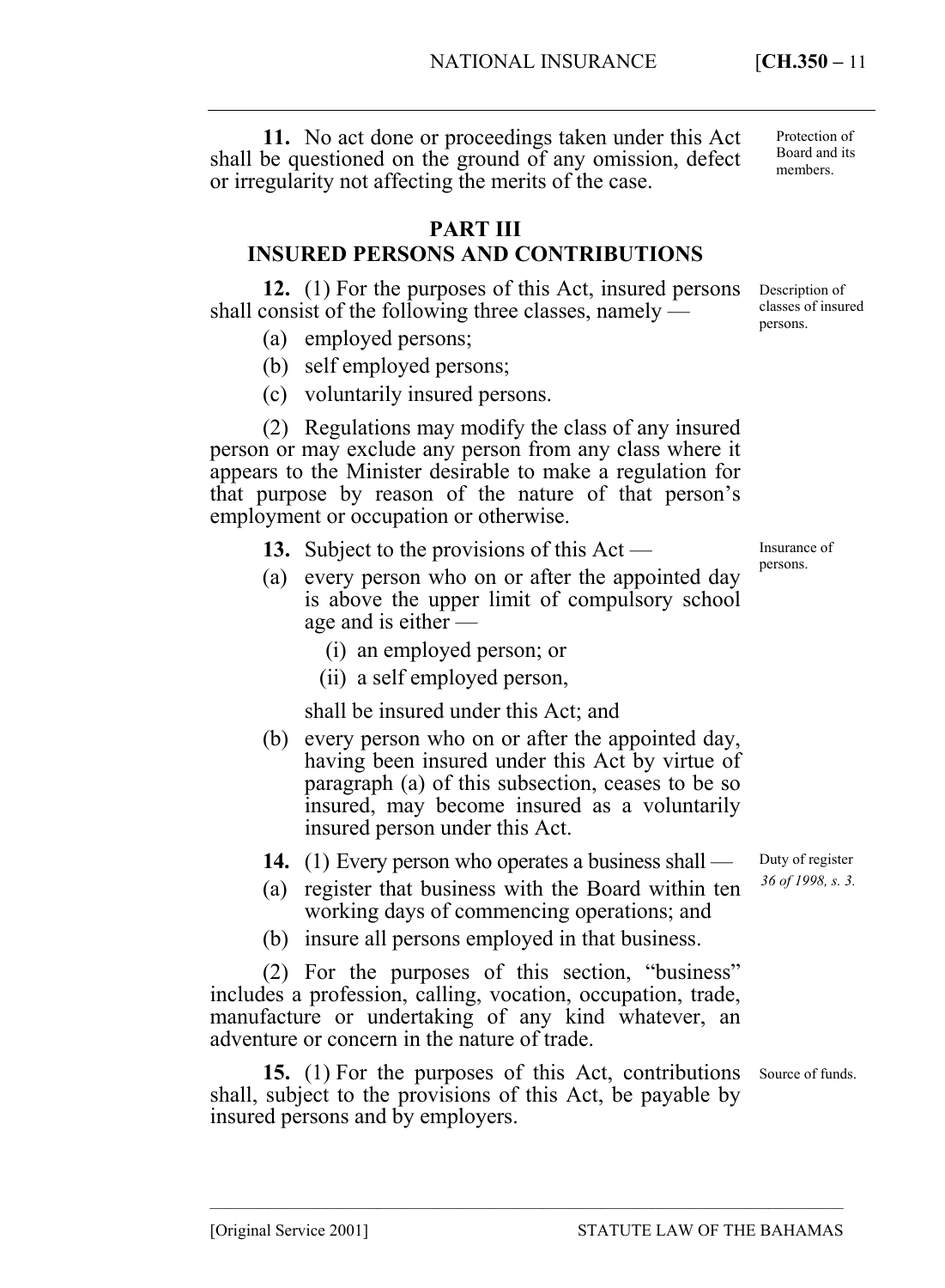**11.** No act done or proceedings taken under this Act shall be questioned on the ground of any omission, defect or irregularity not affecting the merits of the case.

Protection of Board and its members.

## PART III
## INSURED PERSONS AND CONTRIBUTIONS

**12.** (1) For the purposes of this Act, insured persons shall consist of the following three classes, namely —

Description of classes of insured persons.

(a) employed persons;

(b) self employed persons;

(c) voluntarily insured persons.

(2) Regulations may modify the class of any insured person or may exclude any person from any class where it appears to the Minister desirable to make a regulation for that purpose by reason of the nature of that person's employment or occupation or otherwise.

**13.** Subject to the provisions of this Act —

Insurance of persons.

(a) every person who on or after the appointed day is above the upper limit of compulsory school age and is either —

(i) an employed person; or

(ii) a self employed person,

shall be insured under this Act; and

(b) every person who on or after the appointed day, having been insured under this Act by virtue of paragraph (a) of this subsection, ceases to be so insured, may become insured as a voluntarily insured person under this Act.

**14.** (1) Every person who operates a business shall —

Duty of register
*36 of 1998, s. 3.*

(a) register that business with the Board within ten working days of commencing operations; and

(b) insure all persons employed in that business.

(2) For the purposes of this section, "business" includes a profession, calling, vocation, occupation, trade, manufacture or undertaking of any kind whatever, an adventure or concern in the nature of trade.

**15.** (1) For the purposes of this Act, contributions shall, subject to the provisions of this Act, be payable by insured persons and by employers.

Source of funds.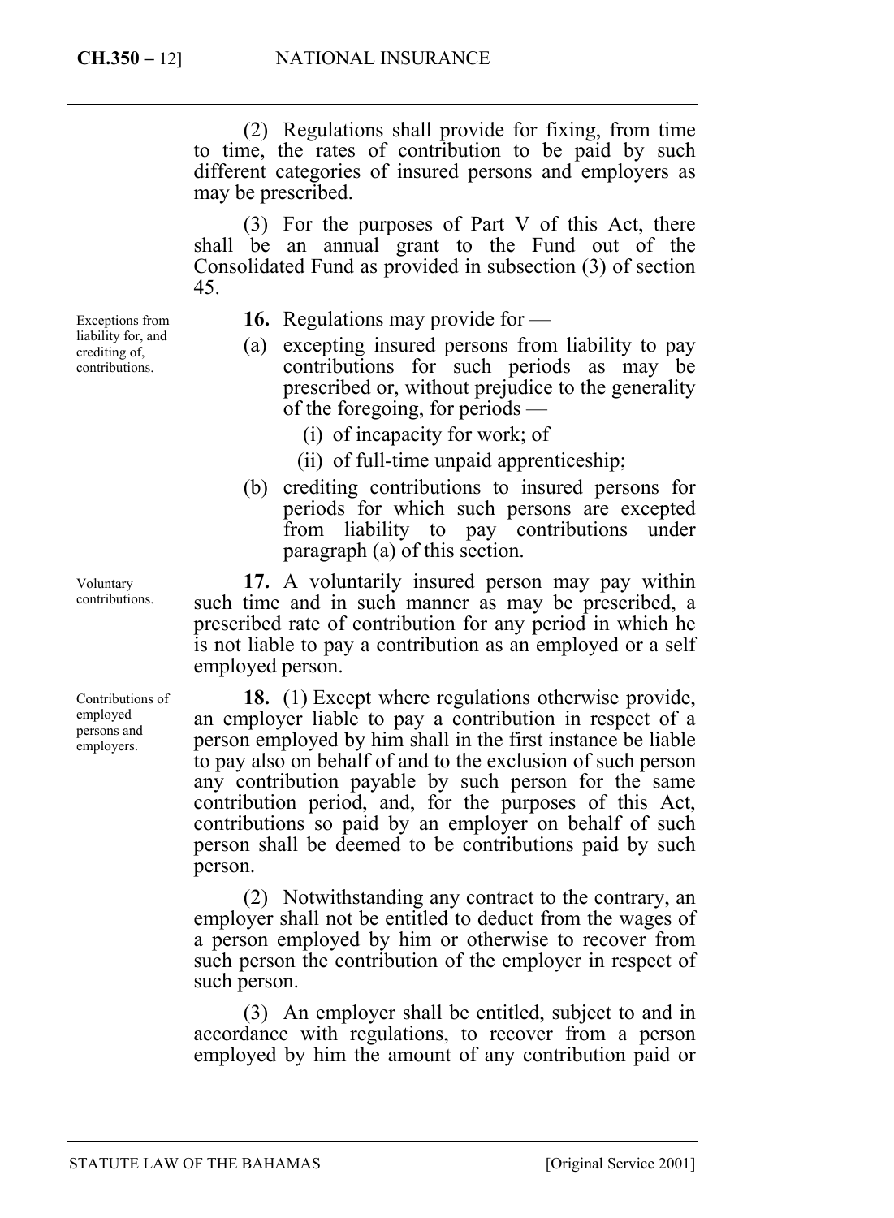(2) Regulations shall provide for fixing, from time to time, the rates of contribution to be paid by such different categories of insured persons and employers as may be prescribed.

(3) For the purposes of Part V of this Act, there shall be an annual grant to the Fund out of the Consolidated Fund as provided in subsection (3) of section 45.

*Exceptions from liability for, and crediting of, contributions.*

**16.** Regulations may provide for —

(a) excepting insured persons from liability to pay contributions for such periods as may be prescribed or, without prejudice to the generality of the foregoing, for periods —

   (i) of incapacity for work; of

   (ii) of full-time unpaid apprenticeship;

(b) crediting contributions to insured persons for periods for which such persons are excepted from liability to pay contributions under paragraph (a) of this section.

*Voluntary contributions.*

**17.** A voluntarily insured person may pay within such time and in such manner as may be prescribed, a prescribed rate of contribution for any period in which he is not liable to pay a contribution as an employed or a self employed person.

*Contributions of employed persons and employers.*

**18.** (1) Except where regulations otherwise provide, an employer liable to pay a contribution in respect of a person employed by him shall in the first instance be liable to pay also on behalf of and to the exclusion of such person any contribution payable by such person for the same contribution period, and, for the purposes of this Act, contributions so paid by an employer on behalf of such person shall be deemed to be contributions paid by such person.

(2) Notwithstanding any contract to the contrary, an employer shall not be entitled to deduct from the wages of a person employed by him or otherwise to recover from such person the contribution of the employer in respect of such person.

(3) An employer shall be entitled, subject to and in accordance with regulations, to recover from a person employed by him the amount of any contribution paid or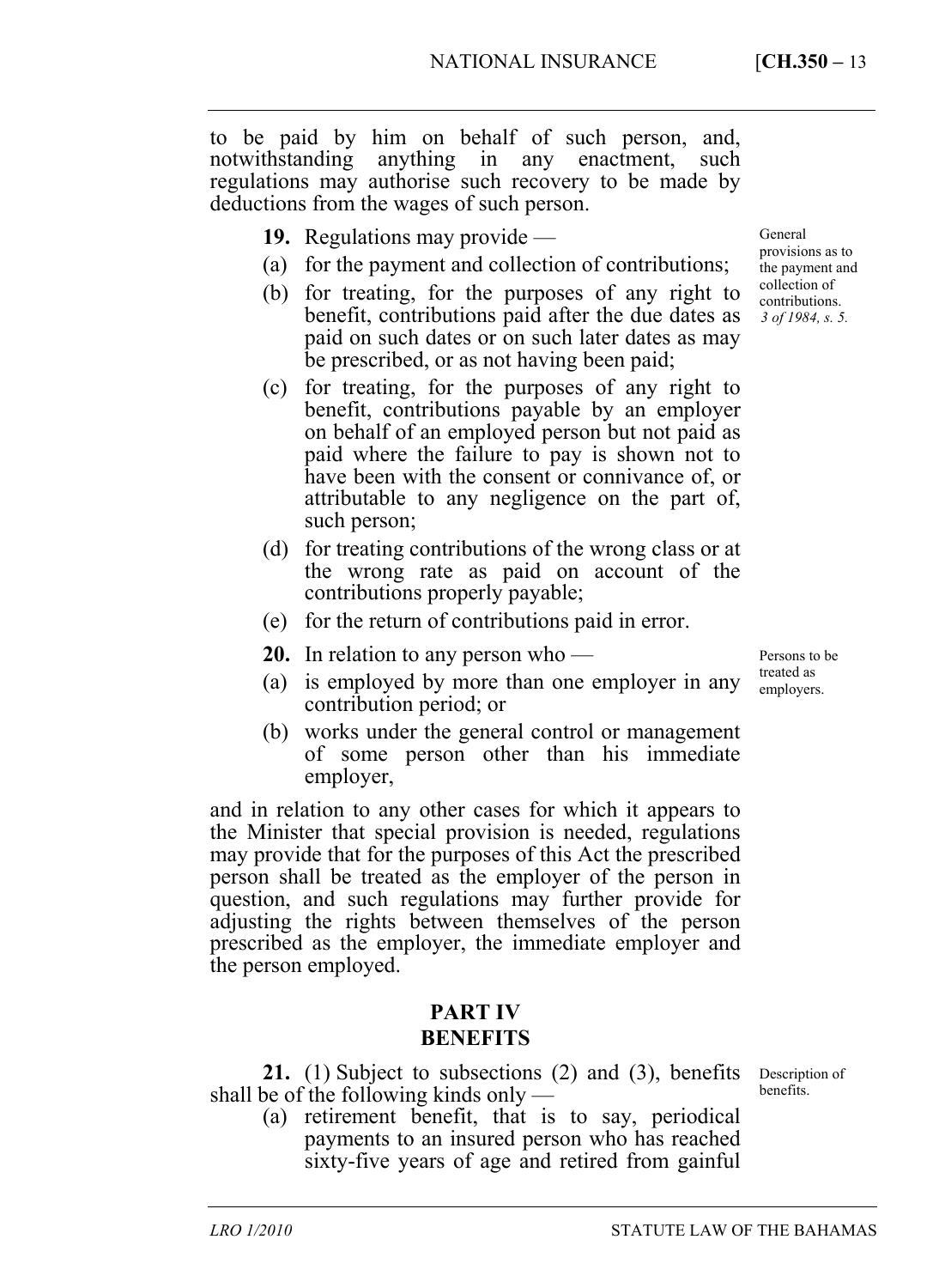to be paid by him on behalf of such person, and, notwithstanding anything in any enactment, such regulations may authorise such recovery to be made by deductions from the wages of such person.

General provisions as to the payment and collection of contributions. *3 of 1984, s. 5.*

**19.** Regulations may provide —

(a) for the payment and collection of contributions;

(b) for treating, for the purposes of any right to benefit, contributions paid after the due dates as paid on such dates or on such later dates as may be prescribed, or as not having been paid;

(c) for treating, for the purposes of any right to benefit, contributions payable by an employer on behalf of an employed person but not paid as paid where the failure to pay is shown not to have been with the consent or connivance of, or attributable to any negligence on the part of, such person;

(d) for treating contributions of the wrong class or at the wrong rate as paid on account of the contributions properly payable;

(e) for the return of contributions paid in error.

Persons to be treated as employers.

**20.** In relation to any person who —

(a) is employed by more than one employer in any contribution period; or

(b) works under the general control or management of some person other than his immediate employer,

and in relation to any other cases for which it appears to the Minister that special provision is needed, regulations may provide that for the purposes of this Act the prescribed person shall be treated as the employer of the person in question, and such regulations may further provide for adjusting the rights between themselves of the person prescribed as the employer, the immediate employer and the person employed.

## PART IV
## BENEFITS

Description of benefits.

**21.** (1) Subject to subsections (2) and (3), benefits shall be of the following kinds only —

(a) retirement benefit, that is to say, periodical payments to an insured person who has reached sixty-five years of age and retired from gainful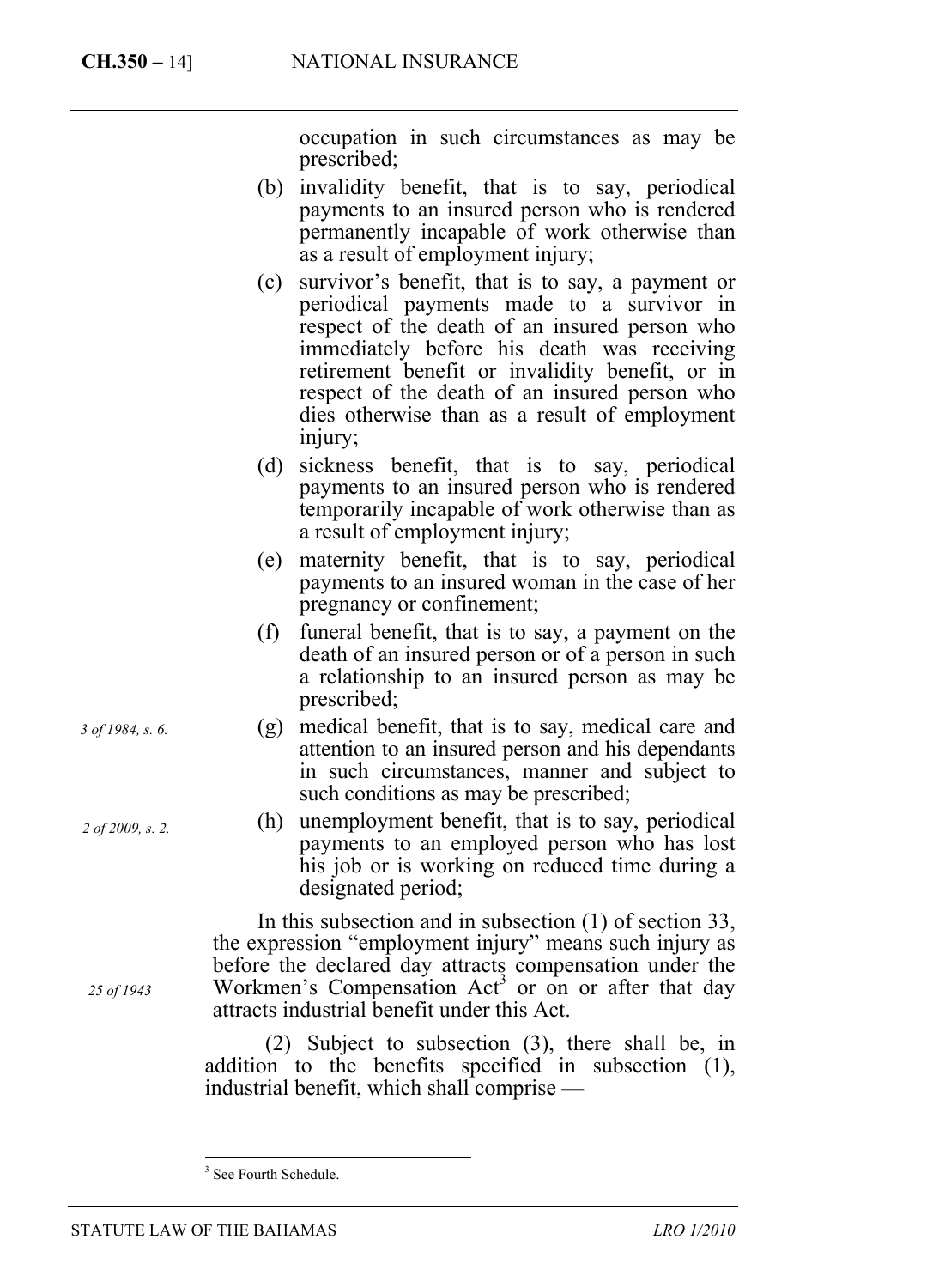occupation in such circumstances as may be prescribed;

(b) invalidity benefit, that is to say, periodical payments to an insured person who is rendered permanently incapable of work otherwise than as a result of employment injury;

(c) survivor's benefit, that is to say, a payment or periodical payments made to a survivor in respect of the death of an insured person who immediately before his death was receiving retirement benefit or invalidity benefit, or in respect of the death of an insured person who dies otherwise than as a result of employment injury;

(d) sickness benefit, that is to say, periodical payments to an insured person who is rendered temporarily incapable of work otherwise than as a result of employment injury;

(e) maternity benefit, that is to say, periodical payments to an insured woman in the case of her pregnancy or confinement;

(f) funeral benefit, that is to say, a payment on the death of an insured person or of a person in such a relationship to an insured person as may be prescribed;

*3 of 1984, s. 6.*

(g) medical benefit, that is to say, medical care and attention to an insured person and his dependants in such circumstances, manner and subject to such conditions as may be prescribed;

*2 of 2009, s. 2.*

(h) unemployment benefit, that is to say, periodical payments to an employed person who has lost his job or is working on reduced time during a designated period;

In this subsection and in subsection (1) of section 33, the expression "employment injury" means such injury as before the declared day attracts compensation under the Workmen's Compensation Act[3] or on or after that day attracts industrial benefit under this Act.

*25 of 1943*

(2) Subject to subsection (3), there shall be, in addition to the benefits specified in subsection (1), industrial benefit, which shall comprise —

[3] See Fourth Schedule.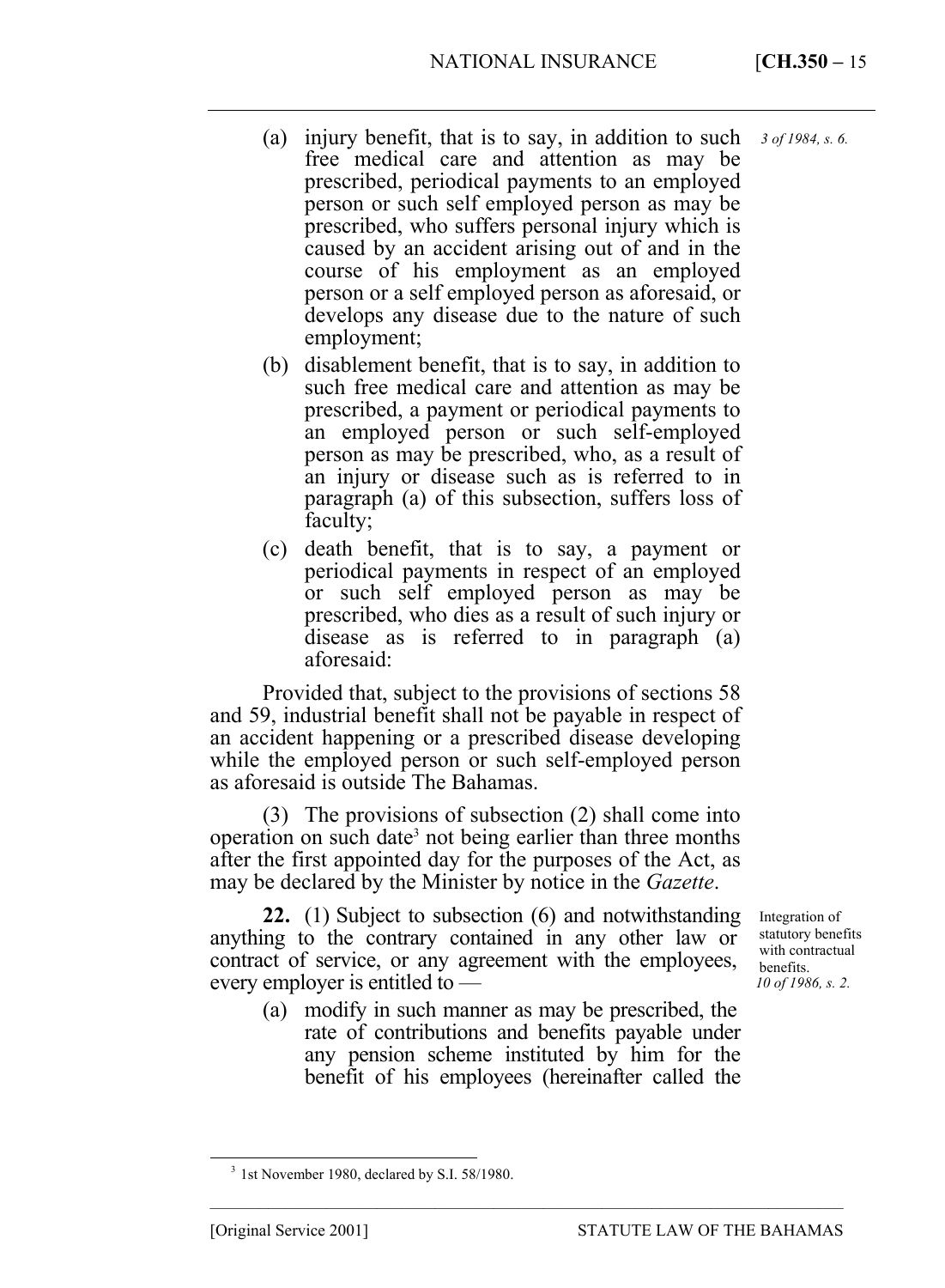(a) injury benefit, that is to say, in addition to such free medical care and attention as may be prescribed, periodical payments to an employed person or such self employed person as may be prescribed, who suffers personal injury which is caused by an accident arising out of and in the course of his employment as an employed person or a self employed person as aforesaid, or develops any disease due to the nature of such employment;

*3 of 1984, s. 6.*

(b) disablement benefit, that is to say, in addition to such free medical care and attention as may be prescribed, a payment or periodical payments to an employed person or such self-employed person as may be prescribed, who, as a result of an injury or disease such as is referred to in paragraph (a) of this subsection, suffers loss of faculty;

(c) death benefit, that is to say, a payment or periodical payments in respect of an employed or such self employed person as may be prescribed, who dies as a result of such injury or disease as is referred to in paragraph (a) aforesaid:

Provided that, subject to the provisions of sections 58 and 59, industrial benefit shall not be payable in respect of an accident happening or a prescribed disease developing while the employed person or such self-employed person as aforesaid is outside The Bahamas.

(3) The provisions of subsection (2) shall come into operation on such date[3] not being earlier than three months after the first appointed day for the purposes of the Act, as may be declared by the Minister by notice in the *Gazette*.

Integration of statutory benefits with contractual benefits.
*10 of 1986, s. 2.*

**22.** (1) Subject to subsection (6) and notwithstanding anything to the contrary contained in any other law or contract of service, or any agreement with the employees, every employer is entitled to —

(a) modify in such manner as may be prescribed, the rate of contributions and benefits payable under any pension scheme instituted by him for the benefit of his employees (hereinafter called the

---

[3] 1st November 1980, declared by S.I. 58/1980.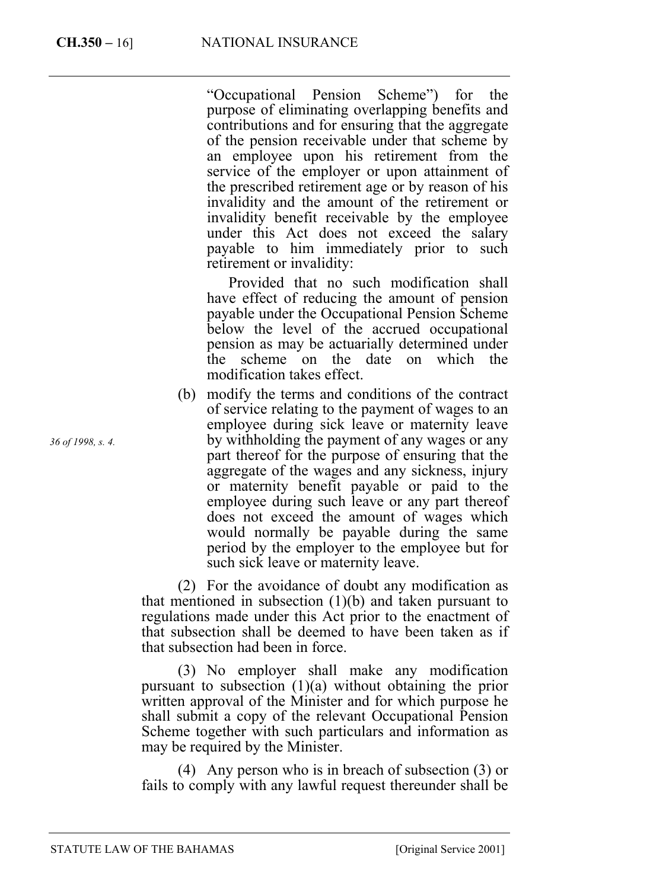"Occupational Pension Scheme") for the purpose of eliminating overlapping benefits and contributions and for ensuring that the aggregate of the pension receivable under that scheme by an employee upon his retirement from the service of the employer or upon attainment of the prescribed retirement age or by reason of his invalidity and the amount of the retirement or invalidity benefit receivable by the employee under this Act does not exceed the salary payable to him immediately prior to such retirement or invalidity:

Provided that no such modification shall have effect of reducing the amount of pension payable under the Occupational Pension Scheme below the level of the accrued occupational pension as may be actuarially determined under the scheme on the date on which the modification takes effect.

*36 of 1998, s. 4.*

(b) modify the terms and conditions of the contract of service relating to the payment of wages to an employee during sick leave or maternity leave by withholding the payment of any wages or any part thereof for the purpose of ensuring that the aggregate of the wages and any sickness, injury or maternity benefit payable or paid to the employee during such leave or any part thereof does not exceed the amount of wages which would normally be payable during the same period by the employer to the employee but for such sick leave or maternity leave.

(2) For the avoidance of doubt any modification as that mentioned in subsection (1)(b) and taken pursuant to regulations made under this Act prior to the enactment of that subsection shall be deemed to have been taken as if that subsection had been in force.

(3) No employer shall make any modification pursuant to subsection (1)(a) without obtaining the prior written approval of the Minister and for which purpose he shall submit a copy of the relevant Occupational Pension Scheme together with such particulars and information as may be required by the Minister.

(4) Any person who is in breach of subsection (3) or fails to comply with any lawful request thereunder shall be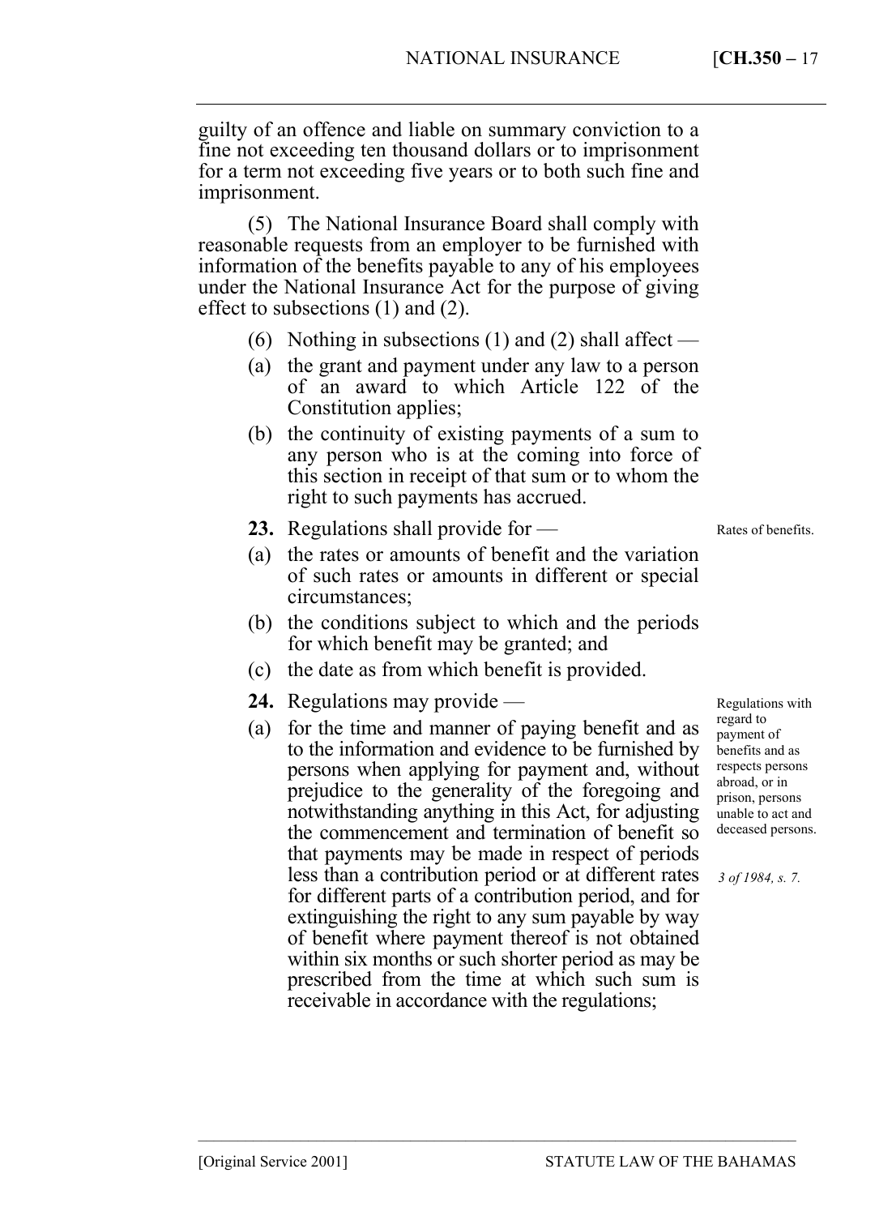guilty of an offence and liable on summary conviction to a fine not exceeding ten thousand dollars or to imprisonment for a term not exceeding five years or to both such fine and imprisonment.

(5) The National Insurance Board shall comply with reasonable requests from an employer to be furnished with information of the benefits payable to any of his employees under the National Insurance Act for the purpose of giving effect to subsections (1) and (2).

(6) Nothing in subsections (1) and (2) shall affect —

(a) the grant and payment under any law to a person of an award to which Article 122 of the Constitution applies;

(b) the continuity of existing payments of a sum to any person who is at the coming into force of this section in receipt of that sum or to whom the right to such payments has accrued.

Rates of benefits.

**23.** Regulations shall provide for —

(a) the rates or amounts of benefit and the variation of such rates or amounts in different or special circumstances;

(b) the conditions subject to which and the periods for which benefit may be granted; and

(c) the date as from which benefit is provided.

Regulations with regard to payment of benefits and as respects persons abroad, or in prison, persons unable to act and deceased persons.

*3 of 1984, s. 7.*

**24.** Regulations may provide —

(a) for the time and manner of paying benefit and as to the information and evidence to be furnished by persons when applying for payment and, without prejudice to the generality of the foregoing and notwithstanding anything in this Act, for adjusting the commencement and termination of benefit so that payments may be made in respect of periods less than a contribution period or at different rates for different parts of a contribution period, and for extinguishing the right to any sum payable by way of benefit where payment thereof is not obtained within six months or such shorter period as may be prescribed from the time at which such sum is receivable in accordance with the regulations;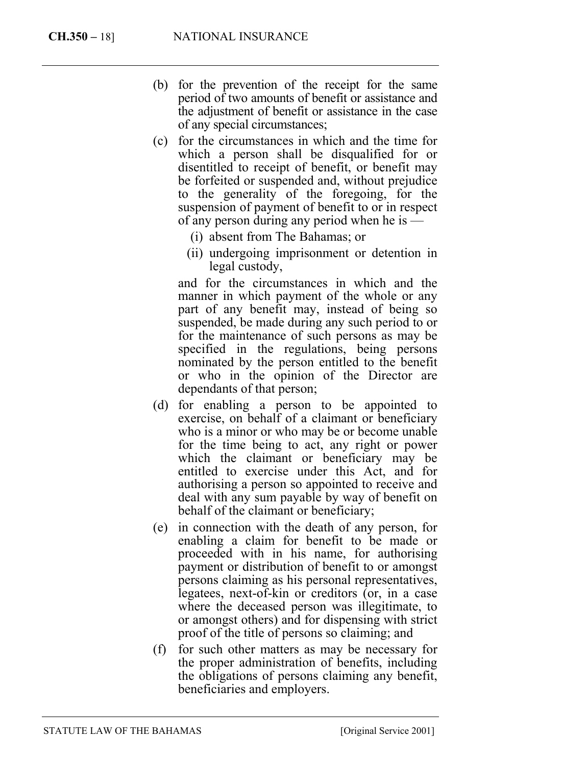(b) for the prevention of the receipt for the same period of two amounts of benefit or assistance and the adjustment of benefit or assistance in the case of any special circumstances;

(c) for the circumstances in which and the time for which a person shall be disqualified for or disentitled to receipt of benefit, or benefit may be forfeited or suspended and, without prejudice to the generality of the foregoing, for the suspension of payment of benefit to or in respect of any person during any period when he is —

    (i) absent from The Bahamas; or

    (ii) undergoing imprisonment or detention in legal custody,

    and for the circumstances in which and the manner in which payment of the whole or any part of any benefit may, instead of being so suspended, be made during any such period to or for the maintenance of such persons as may be specified in the regulations, being persons nominated by the person entitled to the benefit or who in the opinion of the Director are dependants of that person;

(d) for enabling a person to be appointed to exercise, on behalf of a claimant or beneficiary who is a minor or who may be or become unable for the time being to act, any right or power which the claimant or beneficiary may be entitled to exercise under this Act, and for authorising a person so appointed to receive and deal with any sum payable by way of benefit on behalf of the claimant or beneficiary;

(e) in connection with the death of any person, for enabling a claim for benefit to be made or proceeded with in his name, for authorising payment or distribution of benefit to or amongst persons claiming as his personal representatives, legatees, next-of-kin or creditors (or, in a case where the deceased person was illegitimate, to or amongst others) and for dispensing with strict proof of the title of persons so claiming; and

(f) for such other matters as may be necessary for the proper administration of benefits, including the obligations of persons claiming any benefit, beneficiaries and employers.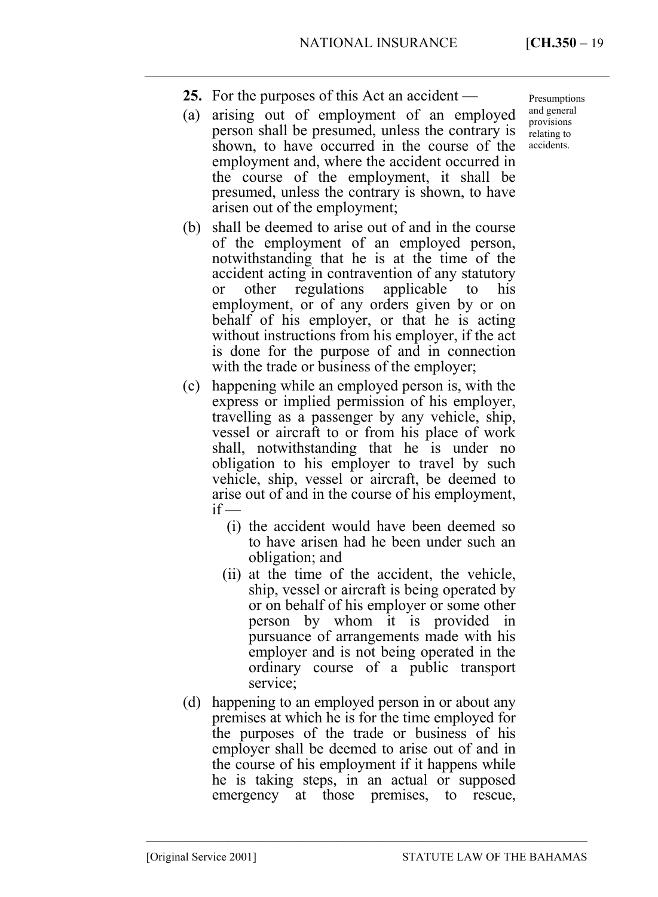**25.** For the purposes of this Act an accident —

Presumptions and general provisions relating to accidents.

(a) arising out of employment of an employed person shall be presumed, unless the contrary is shown, to have occurred in the course of the employment and, where the accident occurred in the course of the employment, it shall be presumed, unless the contrary is shown, to have arisen out of the employment;

(b) shall be deemed to arise out of and in the course of the employment of an employed person, notwithstanding that he is at the time of the accident acting in contravention of any statutory or other regulations applicable to his employment, or of any orders given by or on behalf of his employer, or that he is acting without instructions from his employer, if the act is done for the purpose of and in connection with the trade or business of the employer;

(c) happening while an employed person is, with the express or implied permission of his employer, travelling as a passenger by any vehicle, ship, vessel or aircraft to or from his place of work shall, notwithstanding that he is under no obligation to his employer to travel by such vehicle, ship, vessel or aircraft, be deemed to arise out of and in the course of his employment, if —

  (i) the accident would have been deemed so to have arisen had he been under such an obligation; and

  (ii) at the time of the accident, the vehicle, ship, vessel or aircraft is being operated by or on behalf of his employer or some other person by whom it is provided in pursuance of arrangements made with his employer and is not being operated in the ordinary course of a public transport service;

(d) happening to an employed person in or about any premises at which he is for the time employed for the purposes of the trade or business of his employer shall be deemed to arise out of and in the course of his employment if it happens while he is taking steps, in an actual or supposed emergency at those premises, to rescue,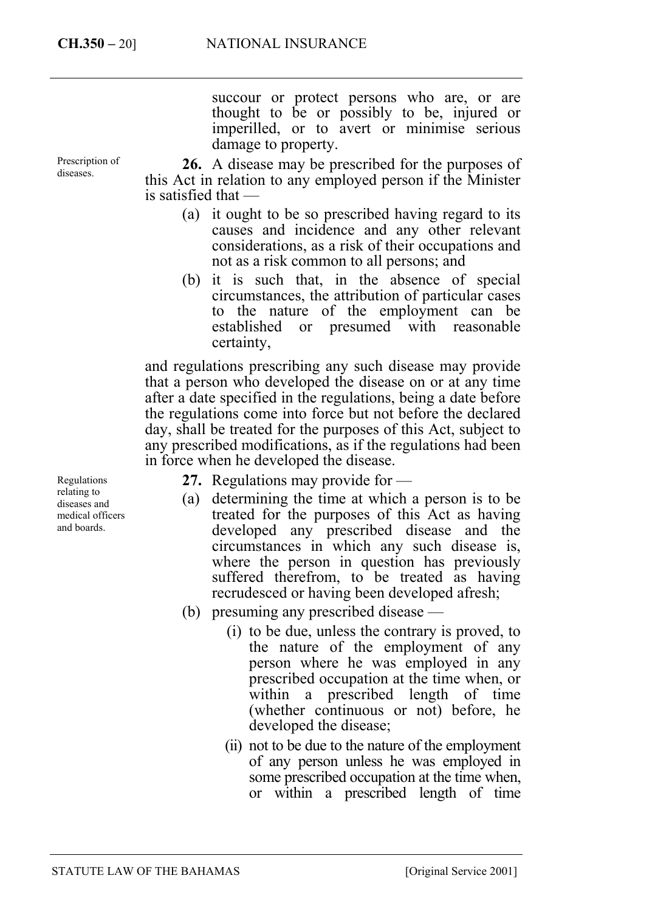succour or protect persons who are, or are thought to be or possibly to be, injured or imperilled, or to avert or minimise serious damage to property.

Prescription of diseases.

**26.** A disease may be prescribed for the purposes of this Act in relation to any employed person if the Minister is satisfied that —

(a) it ought to be so prescribed having regard to its causes and incidence and any other relevant considerations, as a risk of their occupations and not as a risk common to all persons; and

(b) it is such that, in the absence of special circumstances, the attribution of particular cases to the nature of the employment can be established or presumed with reasonable certainty,

and regulations prescribing any such disease may provide that a person who developed the disease on or at any time after a date specified in the regulations, being a date before the regulations come into force but not before the declared day, shall be treated for the purposes of this Act, subject to any prescribed modifications, as if the regulations had been in force when he developed the disease.

Regulations relating to diseases and medical officers and boards.

**27.** Regulations may provide for —

(a) determining the time at which a person is to be treated for the purposes of this Act as having developed any prescribed disease and the circumstances in which any such disease is, where the person in question has previously suffered therefrom, to be treated as having recrudesced or having been developed afresh;

(b) presuming any prescribed disease —

(i) to be due, unless the contrary is proved, to the nature of the employment of any person where he was employed in any prescribed occupation at the time when, or within a prescribed length of time (whether continuous or not) before, he developed the disease;

(ii) not to be due to the nature of the employment of any person unless he was employed in some prescribed occupation at the time when, or within a prescribed length of time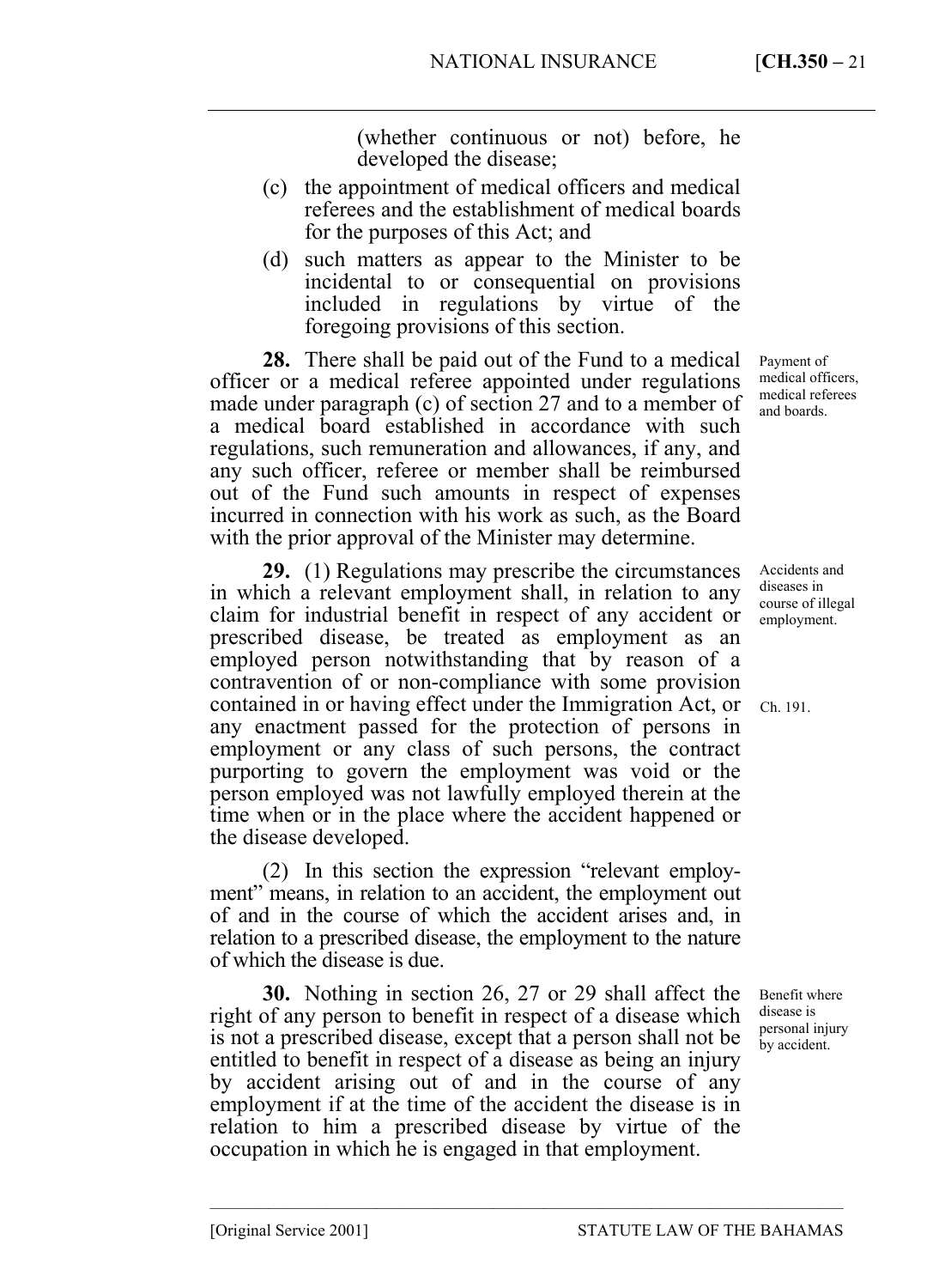(whether continuous or not) before, he developed the disease;

(c) the appointment of medical officers and medical referees and the establishment of medical boards for the purposes of this Act; and

(d) such matters as appear to the Minister to be incidental to or consequential on provisions included in regulations by virtue of the foregoing provisions of this section.

*Payment of medical officers, medical referees and boards.*

**28.** There shall be paid out of the Fund to a medical officer or a medical referee appointed under regulations made under paragraph (c) of section 27 and to a member of a medical board established in accordance with such regulations, such remuneration and allowances, if any, and any such officer, referee or member shall be reimbursed out of the Fund such amounts in respect of expenses incurred in connection with his work as such, as the Board with the prior approval of the Minister may determine.

*Accidents and diseases in course of illegal employment.*

**29.** (1) Regulations may prescribe the circumstances in which a relevant employment shall, in relation to any claim for industrial benefit in respect of any accident or prescribed disease, be treated as employment as an employed person notwithstanding that by reason of a contravention of or non-compliance with some provision contained in or having effect under the Immigration Act, or any enactment passed for the protection of persons in employment or any class of such persons, the contract purporting to govern the employment was void or the person employed was not lawfully employed therein at the time when or in the place where the accident happened or the disease developed.

*Ch. 191.*

(2) In this section the expression "relevant employment" means, in relation to an accident, the employment out of and in the course of which the accident arises and, in relation to a prescribed disease, the employment to the nature of which the disease is due.

*Benefit where disease is personal injury by accident.*

**30.** Nothing in section 26, 27 or 29 shall affect the right of any person to benefit in respect of a disease which is not a prescribed disease, except that a person shall not be entitled to benefit in respect of a disease as being an injury by accident arising out of and in the course of any employment if at the time of the accident the disease is in relation to him a prescribed disease by virtue of the occupation in which he is engaged in that employment.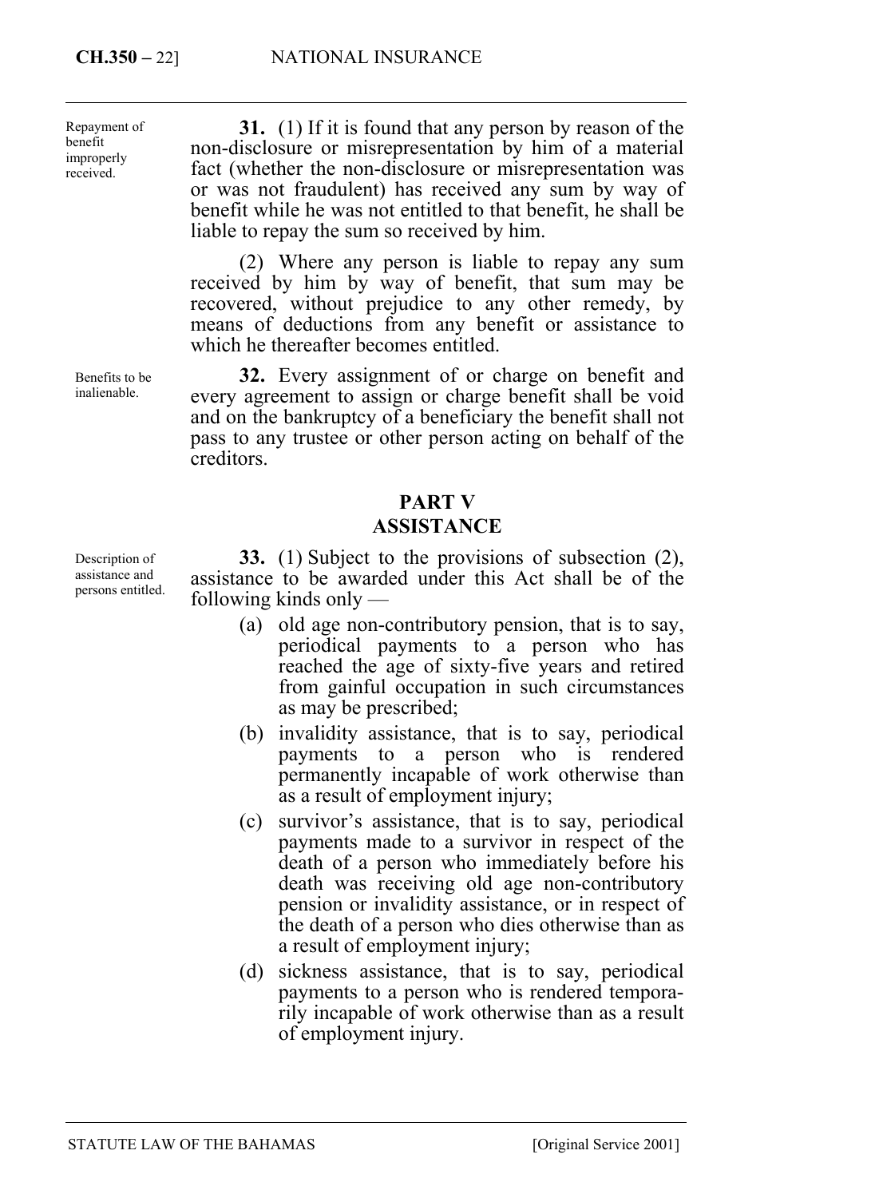Repayment of benefit improperly received.

**31.** (1) If it is found that any person by reason of the non-disclosure or misrepresentation by him of a material fact (whether the non-disclosure or misrepresentation was or was not fraudulent) has received any sum by way of benefit while he was not entitled to that benefit, he shall be liable to repay the sum so received by him.

(2) Where any person is liable to repay any sum received by him by way of benefit, that sum may be recovered, without prejudice to any other remedy, by means of deductions from any benefit or assistance to which he thereafter becomes entitled.

Benefits to be inalienable.

**32.** Every assignment of or charge on benefit and every agreement to assign or charge benefit shall be void and on the bankruptcy of a beneficiary the benefit shall not pass to any trustee or other person acting on behalf of the creditors.

## PART V
## ASSISTANCE

Description of assistance and persons entitled.

**33.** (1) Subject to the provisions of subsection (2), assistance to be awarded under this Act shall be of the following kinds only —

(a) old age non-contributory pension, that is to say, periodical payments to a person who has reached the age of sixty-five years and retired from gainful occupation in such circumstances as may be prescribed;

(b) invalidity assistance, that is to say, periodical payments to a person who is rendered permanently incapable of work otherwise than as a result of employment injury;

(c) survivor's assistance, that is to say, periodical payments made to a survivor in respect of the death of a person who immediately before his death was receiving old age non-contributory pension or invalidity assistance, or in respect of the death of a person who dies otherwise than as a result of employment injury;

(d) sickness assistance, that is to say, periodical payments to a person who is rendered temporarily incapable of work otherwise than as a result of employment injury.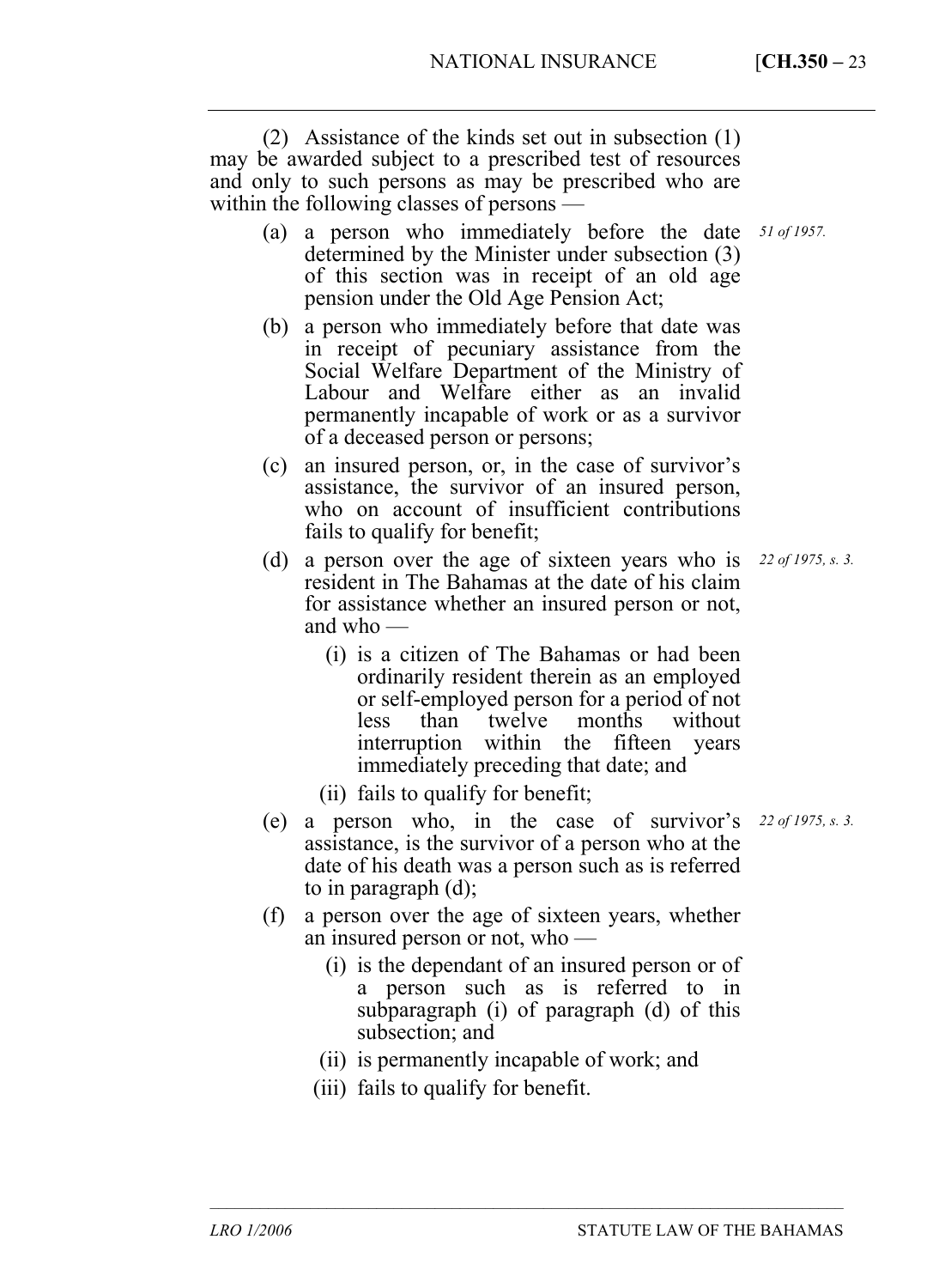(2) Assistance of the kinds set out in subsection (1) may be awarded subject to a prescribed test of resources and only to such persons as may be prescribed who are within the following classes of persons —

(a) a person who immediately before the date determined by the Minister under subsection (3) of this section was in receipt of an old age pension under the Old Age Pension Act; *51 of 1957.*

(b) a person who immediately before that date was in receipt of pecuniary assistance from the Social Welfare Department of the Ministry of Labour and Welfare either as an invalid permanently incapable of work or as a survivor of a deceased person or persons;

(c) an insured person, or, in the case of survivor's assistance, the survivor of an insured person, who on account of insufficient contributions fails to qualify for benefit;

(d) a person over the age of sixteen years who is resident in The Bahamas at the date of his claim for assistance whether an insured person or not, and who — *22 of 1975, s. 3.*

   (i) is a citizen of The Bahamas or had been ordinarily resident therein as an employed or self-employed person for a period of not less than twelve months without interruption within the fifteen years immediately preceding that date; and

   (ii) fails to qualify for benefit;

(e) a person who, in the case of survivor's assistance, is the survivor of a person who at the date of his death was a person such as is referred to in paragraph (d); *22 of 1975, s. 3.*

(f) a person over the age of sixteen years, whether an insured person or not, who —

   (i) is the dependant of an insured person or of a person such as is referred to in subparagraph (i) of paragraph (d) of this subsection; and

   (ii) is permanently incapable of work; and

   (iii) fails to qualify for benefit.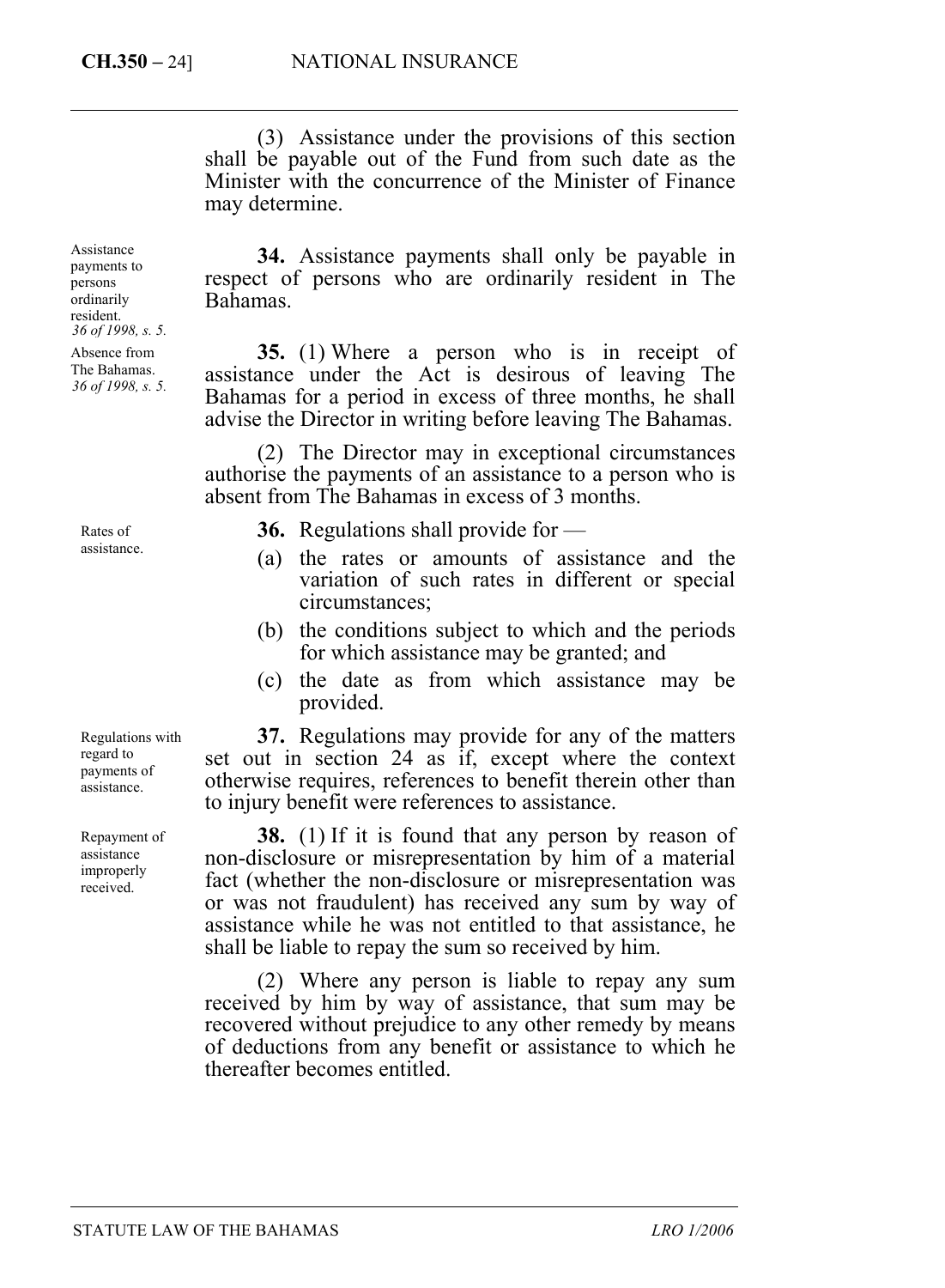(3) Assistance under the provisions of this section shall be payable out of the Fund from such date as the Minister with the concurrence of the Minister of Finance may determine.

Assistance payments to persons ordinarily resident. *36 of 1998, s. 5.*

**34.** Assistance payments shall only be payable in respect of persons who are ordinarily resident in The Bahamas.

Absence from The Bahamas. *36 of 1998, s. 5.*

**35.** (1) Where a person who is in receipt of assistance under the Act is desirous of leaving The Bahamas for a period in excess of three months, he shall advise the Director in writing before leaving The Bahamas.

(2) The Director may in exceptional circumstances authorise the payments of an assistance to a person who is absent from The Bahamas in excess of 3 months.

Rates of assistance.

**36.** Regulations shall provide for —

(a) the rates or amounts of assistance and the variation of such rates in different or special circumstances;

(b) the conditions subject to which and the periods for which assistance may be granted; and

(c) the date as from which assistance may be provided.

Regulations with regard to payments of assistance.

**37.** Regulations may provide for any of the matters set out in section 24 as if, except where the context otherwise requires, references to benefit therein other than to injury benefit were references to assistance.

Repayment of assistance improperly received.

**38.** (1) If it is found that any person by reason of non-disclosure or misrepresentation by him of a material fact (whether the non-disclosure or misrepresentation was or was not fraudulent) has received any sum by way of assistance while he was not entitled to that assistance, he shall be liable to repay the sum so received by him.

(2) Where any person is liable to repay any sum received by him by way of assistance, that sum may be recovered without prejudice to any other remedy by means of deductions from any benefit or assistance to which he thereafter becomes entitled.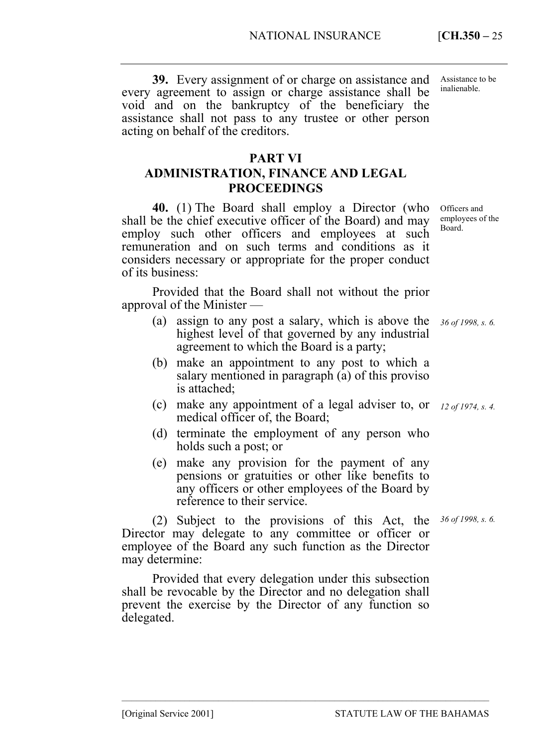**39.** Every assignment of or charge on assistance and every agreement to assign or charge assistance shall be void and on the bankruptcy of the beneficiary the assistance shall not pass to any trustee or other person acting on behalf of the creditors.

Assistance to be inalienable.

## PART VI
## ADMINISTRATION, FINANCE AND LEGAL PROCEEDINGS

Officers and employees of the Board.

**40.** (1) The Board shall employ a Director (who shall be the chief executive officer of the Board) and may employ such other officers and employees at such remuneration and on such terms and conditions as it considers necessary or appropriate for the proper conduct of its business:

Provided that the Board shall not without the prior approval of the Minister —

(a) assign to any post a salary, which is above the highest level of that governed by any industrial agreement to which the Board is a party; *36 of 1998, s. 6.*

(b) make an appointment to any post to which a salary mentioned in paragraph (a) of this proviso is attached;

(c) make any appointment of a legal adviser to, or medical officer of, the Board; *12 of 1974, s. 4.*

(d) terminate the employment of any person who holds such a post; or

(e) make any provision for the payment of any pensions or gratuities or other like benefits to any officers or other employees of the Board by reference to their service.

(2) Subject to the provisions of this Act, the Director may delegate to any committee or officer or employee of the Board any such function as the Director may determine: *36 of 1998, s. 6.*

Provided that every delegation under this subsection shall be revocable by the Director and no delegation shall prevent the exercise by the Director of any function so delegated.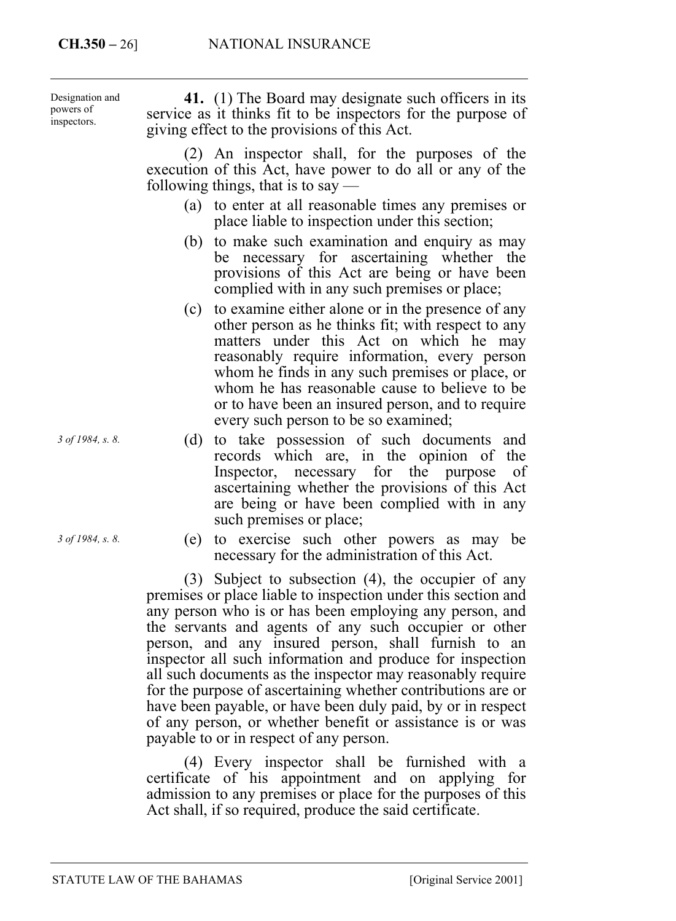Designation and powers of inspectors.

**41.** (1) The Board may designate such officers in its service as it thinks fit to be inspectors for the purpose of giving effect to the provisions of this Act.

(2) An inspector shall, for the purposes of the execution of this Act, have power to do all or any of the following things, that is to say —

(a) to enter at all reasonable times any premises or place liable to inspection under this section;

(b) to make such examination and enquiry as may be necessary for ascertaining whether the provisions of this Act are being or have been complied with in any such premises or place;

(c) to examine either alone or in the presence of any other person as he thinks fit; with respect to any matters under this Act on which he may reasonably require information, every person whom he finds in any such premises or place, or whom he has reasonable cause to believe to be or to have been an insured person, and to require every such person to be so examined;

*3 of 1984, s. 8.*

(d) to take possession of such documents and records which are, in the opinion of the Inspector, necessary for the purpose of ascertaining whether the provisions of this Act are being or have been complied with in any such premises or place;

*3 of 1984, s. 8.*

(e) to exercise such other powers as may be necessary for the administration of this Act.

(3) Subject to subsection (4), the occupier of any premises or place liable to inspection under this section and any person who is or has been employing any person, and the servants and agents of any such occupier or other person, and any insured person, shall furnish to an inspector all such information and produce for inspection all such documents as the inspector may reasonably require for the purpose of ascertaining whether contributions are or have been payable, or have been duly paid, by or in respect of any person, or whether benefit or assistance is or was payable to or in respect of any person.

(4) Every inspector shall be furnished with a certificate of his appointment and on applying for admission to any premises or place for the purposes of this Act shall, if so required, produce the said certificate.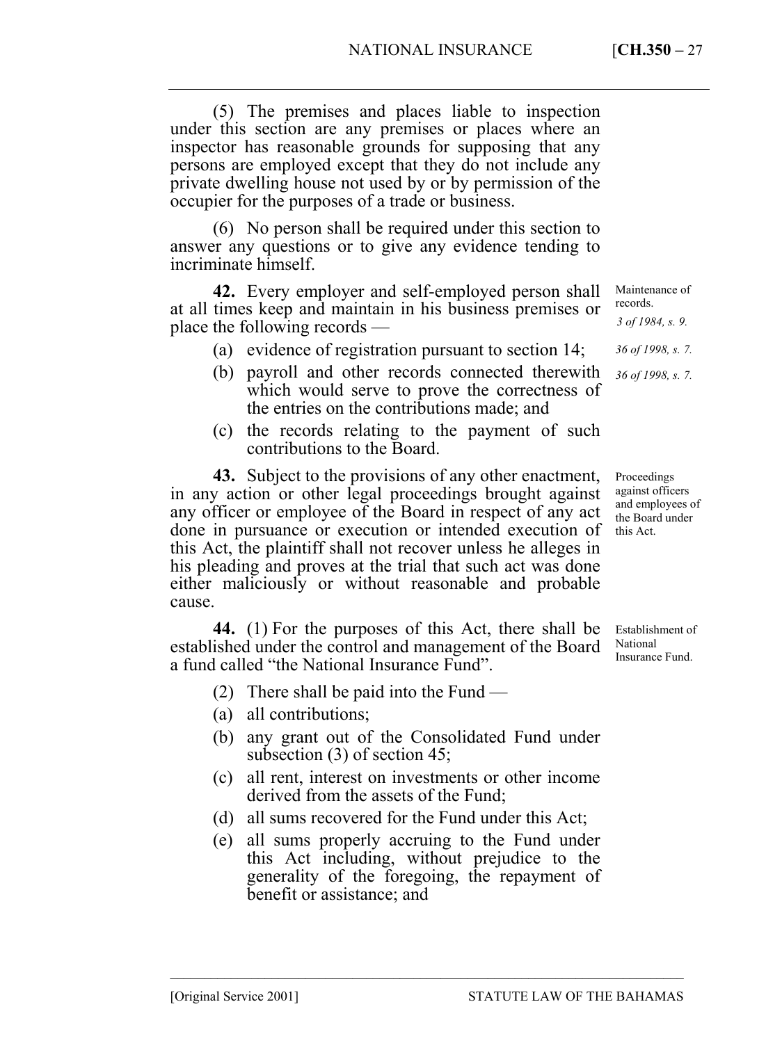(5) The premises and places liable to inspection under this section are any premises or places where an inspector has reasonable grounds for supposing that any persons are employed except that they do not include any private dwelling house not used by or by permission of the occupier for the purposes of a trade or business.

(6) No person shall be required under this section to answer any questions or to give any evidence tending to incriminate himself.

Maintenance of records.
*3 of 1984, s. 9.*

**42.** Every employer and self-employed person shall at all times keep and maintain in his business premises or place the following records —

(a) evidence of registration pursuant to section 14; *36 of 1998, s. 7.*

(b) payroll and other records connected therewith which would serve to prove the correctness of the entries on the contributions made; and *36 of 1998, s. 7.*

(c) the records relating to the payment of such contributions to the Board.

Proceedings against officers and employees of the Board under this Act.

**43.** Subject to the provisions of any other enactment, in any action or other legal proceedings brought against any officer or employee of the Board in respect of any act done in pursuance or execution or intended execution of this Act, the plaintiff shall not recover unless he alleges in his pleading and proves at the trial that such act was done either maliciously or without reasonable and probable cause.

Establishment of National Insurance Fund.

**44.** (1) For the purposes of this Act, there shall be established under the control and management of the Board a fund called "the National Insurance Fund".

(2) There shall be paid into the Fund —

(a) all contributions;

(b) any grant out of the Consolidated Fund under subsection (3) of section 45;

(c) all rent, interest on investments or other income derived from the assets of the Fund;

(d) all sums recovered for the Fund under this Act;

(e) all sums properly accruing to the Fund under this Act including, without prejudice to the generality of the foregoing, the repayment of benefit or assistance; and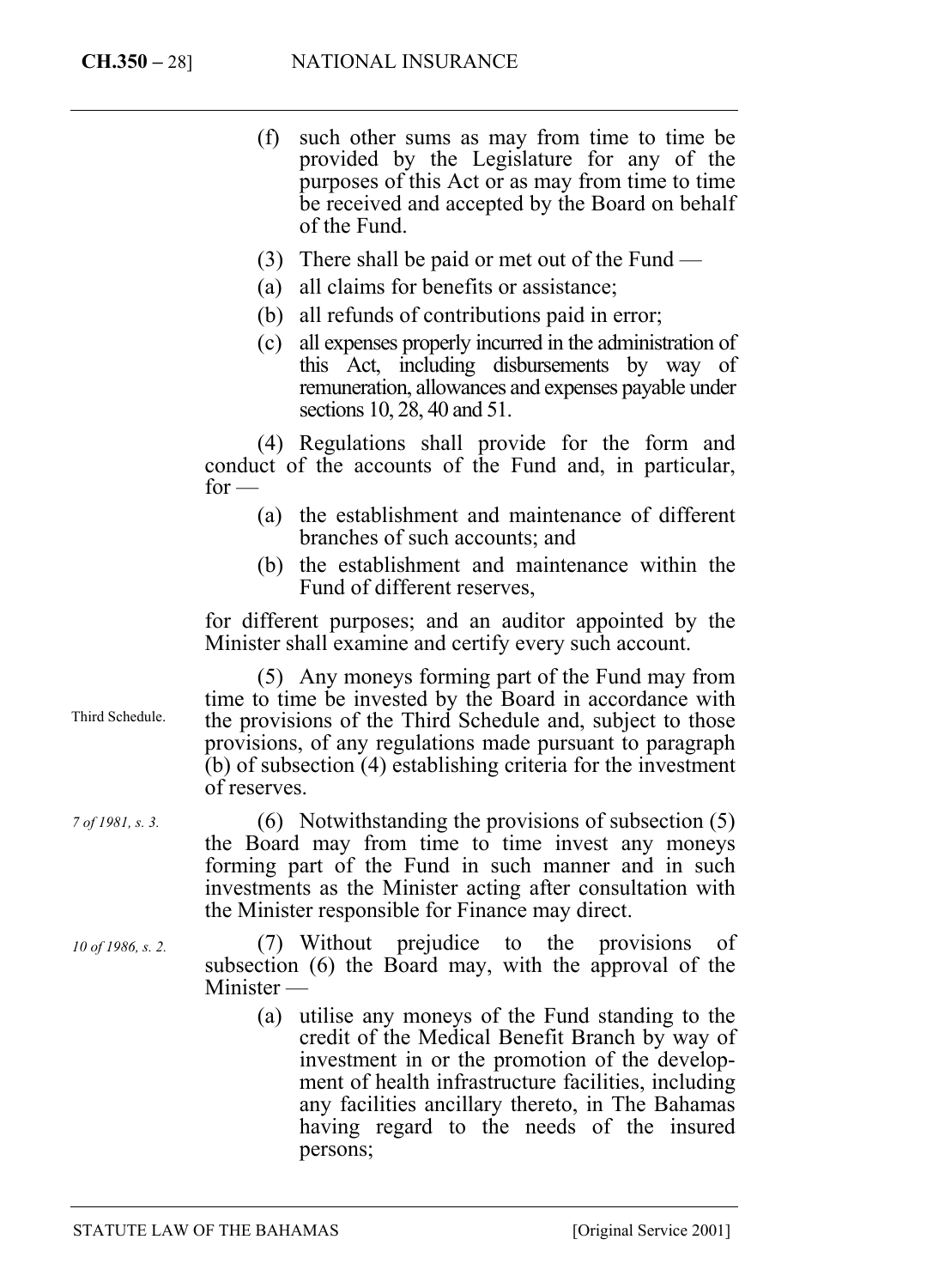(f) such other sums as may from time to time be provided by the Legislature for any of the purposes of this Act or as may from time to time be received and accepted by the Board on behalf of the Fund.

(3) There shall be paid or met out of the Fund —

(a) all claims for benefits or assistance;

(b) all refunds of contributions paid in error;

(c) all expenses properly incurred in the administration of this Act, including disbursements by way of remuneration, allowances and expenses payable under sections 10, 28, 40 and 51.

(4) Regulations shall provide for the form and conduct of the accounts of the Fund and, in particular, for —

(a) the establishment and maintenance of different branches of such accounts; and

(b) the establishment and maintenance within the Fund of different reserves,

for different purposes; and an auditor appointed by the Minister shall examine and certify every such account.

Third Schedule.

(5) Any moneys forming part of the Fund may from time to time be invested by the Board in accordance with the provisions of the Third Schedule and, subject to those provisions, of any regulations made pursuant to paragraph (b) of subsection (4) establishing criteria for the investment of reserves.

*7 of 1981, s. 3.*

(6) Notwithstanding the provisions of subsection (5) the Board may from time to time invest any moneys forming part of the Fund in such manner and in such investments as the Minister acting after consultation with the Minister responsible for Finance may direct.

*10 of 1986, s. 2.*

(7) Without prejudice to the provisions of subsection (6) the Board may, with the approval of the Minister —

(a) utilise any moneys of the Fund standing to the credit of the Medical Benefit Branch by way of investment in or the promotion of the development of health infrastructure facilities, including any facilities ancillary thereto, in The Bahamas having regard to the needs of the insured persons;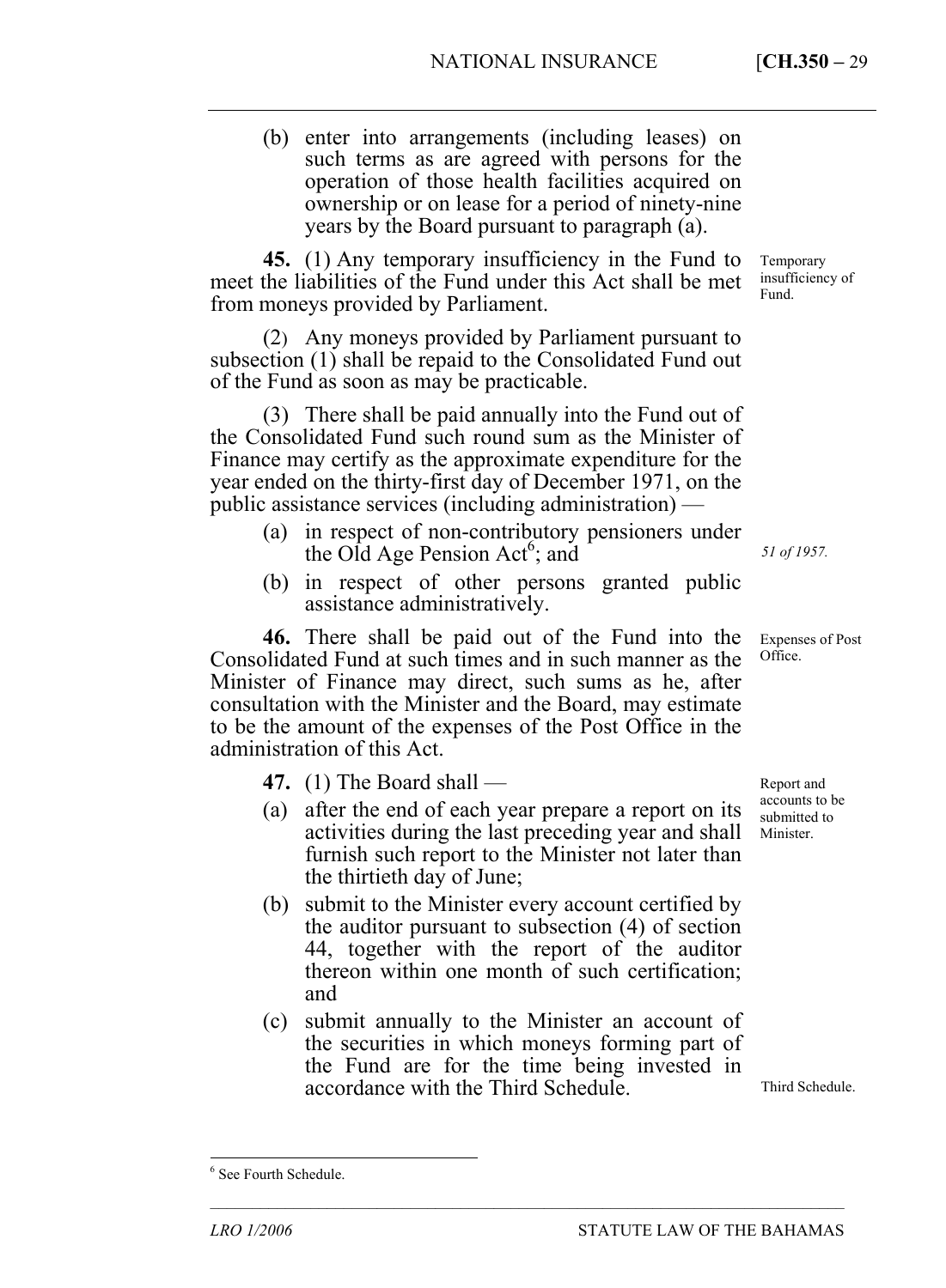(b) enter into arrangements (including leases) on such terms as are agreed with persons for the operation of those health facilities acquired on ownership or on lease for a period of ninety-nine years by the Board pursuant to paragraph (a).

Temporary insufficiency of Fund.

**45.** (1) Any temporary insufficiency in the Fund to meet the liabilities of the Fund under this Act shall be met from moneys provided by Parliament.

(2) Any moneys provided by Parliament pursuant to subsection (1) shall be repaid to the Consolidated Fund out of the Fund as soon as may be practicable.

(3) There shall be paid annually into the Fund out of the Consolidated Fund such round sum as the Minister of Finance may certify as the approximate expenditure for the year ended on the thirty-first day of December 1971, on the public assistance services (including administration) —

(a) in respect of non-contributory pensioners under the Old Age Pension Act[6]; and *51 of 1957.*

(b) in respect of other persons granted public assistance administratively.

Expenses of Post Office.

**46.** There shall be paid out of the Fund into the Consolidated Fund at such times and in such manner as the Minister of Finance may direct, such sums as he, after consultation with the Minister and the Board, may estimate to be the amount of the expenses of the Post Office in the administration of this Act.

Report and accounts to be submitted to Minister.

**47.** (1) The Board shall —

(a) after the end of each year prepare a report on its activities during the last preceding year and shall furnish such report to the Minister not later than the thirtieth day of June;

(b) submit to the Minister every account certified by the auditor pursuant to subsection (4) of section 44, together with the report of the auditor thereon within one month of such certification; and

(c) submit annually to the Minister an account of the securities in which moneys forming part of the Fund are for the time being invested in accordance with the Third Schedule. Third Schedule.

[6] See Fourth Schedule.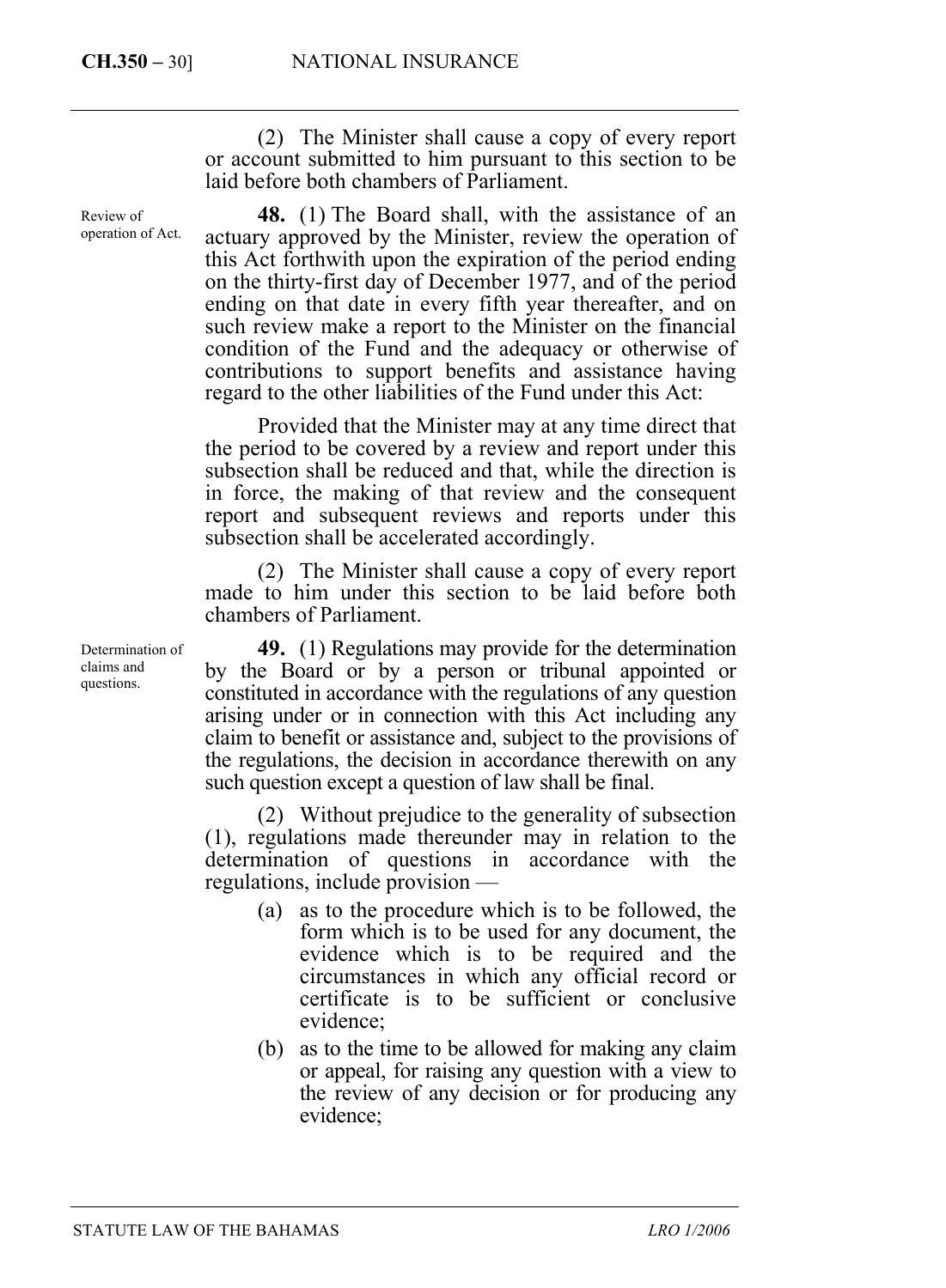(2) The Minister shall cause a copy of every report or account submitted to him pursuant to this section to be laid before both chambers of Parliament.

Review of operation of Act.

**48.** (1) The Board shall, with the assistance of an actuary approved by the Minister, review the operation of this Act forthwith upon the expiration of the period ending on the thirty-first day of December 1977, and of the period ending on that date in every fifth year thereafter, and on such review make a report to the Minister on the financial condition of the Fund and the adequacy or otherwise of contributions to support benefits and assistance having regard to the other liabilities of the Fund under this Act:

Provided that the Minister may at any time direct that the period to be covered by a review and report under this subsection shall be reduced and that, while the direction is in force, the making of that review and the consequent report and subsequent reviews and reports under this subsection shall be accelerated accordingly.

(2) The Minister shall cause a copy of every report made to him under this section to be laid before both chambers of Parliament.

Determination of claims and questions.

**49.** (1) Regulations may provide for the determination by the Board or by a person or tribunal appointed or constituted in accordance with the regulations of any question arising under or in connection with this Act including any claim to benefit or assistance and, subject to the provisions of the regulations, the decision in accordance therewith on any such question except a question of law shall be final.

(2) Without prejudice to the generality of subsection (1), regulations made thereunder may in relation to the determination of questions in accordance with the regulations, include provision —

(a) as to the procedure which is to be followed, the form which is to be used for any document, the evidence which is to be required and the circumstances in which any official record or certificate is to be sufficient or conclusive evidence;

(b) as to the time to be allowed for making any claim or appeal, for raising any question with a view to the review of any decision or for producing any evidence;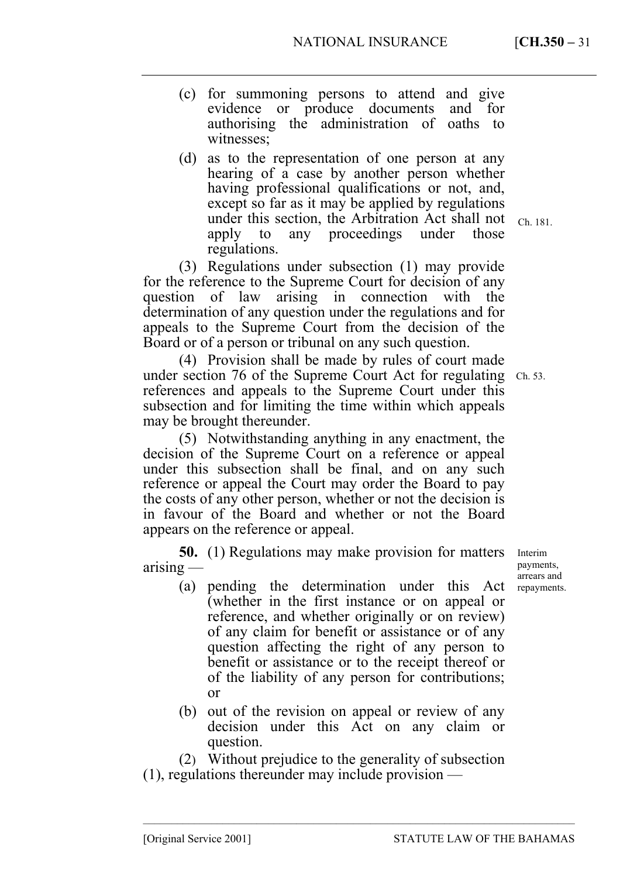(c) for summoning persons to attend and give evidence or produce documents and for authorising the administration of oaths to witnesses;

(d) as to the representation of one person at any hearing of a case by another person whether having professional qualifications or not, and, except so far as it may be applied by regulations under this section, the Arbitration Act shall not apply to any proceedings under those regulations.

Ch. 181.

(3) Regulations under subsection (1) may provide for the reference to the Supreme Court for decision of any question of law arising in connection with the determination of any question under the regulations and for appeals to the Supreme Court from the decision of the Board or of a person or tribunal on any such question.

(4) Provision shall be made by rules of court made under section 76 of the Supreme Court Act for regulating references and appeals to the Supreme Court under this subsection and for limiting the time within which appeals may be brought thereunder.

Ch. 53.

(5) Notwithstanding anything in any enactment, the decision of the Supreme Court on a reference or appeal under this subsection shall be final, and on any such reference or appeal the Court may order the Board to pay the costs of any other person, whether or not the decision is in favour of the Board and whether or not the Board appears on the reference or appeal.

Interim payments, arrears and repayments.

**50.** (1) Regulations may make provision for matters arising —

(a) pending the determination under this Act (whether in the first instance or on appeal or reference, and whether originally or on review) of any claim for benefit or assistance or of any question affecting the right of any person to benefit or assistance or to the receipt thereof or of the liability of any person for contributions; or

(b) out of the revision on appeal or review of any decision under this Act on any claim or question.

(2) Without prejudice to the generality of subsection (1), regulations thereunder may include provision —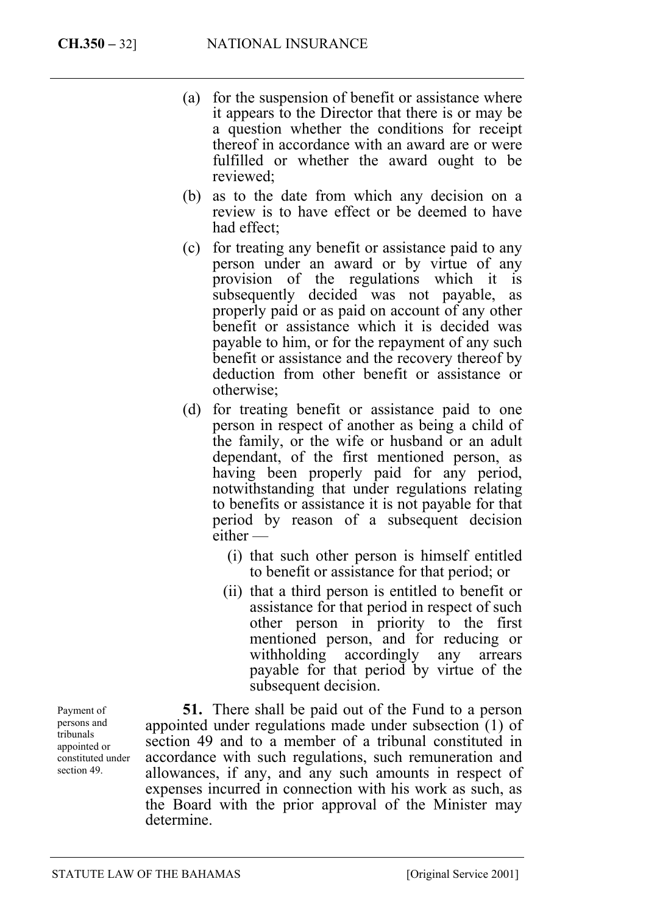(a) for the suspension of benefit or assistance where it appears to the Director that there is or may be a question whether the conditions for receipt thereof in accordance with an award are or were fulfilled or whether the award ought to be reviewed;

(b) as to the date from which any decision on a review is to have effect or be deemed to have had effect;

(c) for treating any benefit or assistance paid to any person under an award or by virtue of any provision of the regulations which it is subsequently decided was not payable, as properly paid or as paid on account of any other benefit or assistance which it is decided was payable to him, or for the repayment of any such benefit or assistance and the recovery thereof by deduction from other benefit or assistance or otherwise;

(d) for treating benefit or assistance paid to one person in respect of another as being a child of the family, or the wife or husband or an adult dependant, of the first mentioned person, as having been properly paid for any period, notwithstanding that under regulations relating to benefits or assistance it is not payable for that period by reason of a subsequent decision either —

   (i) that such other person is himself entitled to benefit or assistance for that period; or

   (ii) that a third person is entitled to benefit or assistance for that period in respect of such other person in priority to the first mentioned person, and for reducing or withholding accordingly any arrears payable for that period by virtue of the subsequent decision.

*Payment of persons and tribunals appointed or constituted under section 49.*

**51.** There shall be paid out of the Fund to a person appointed under regulations made under subsection (1) of section 49 and to a member of a tribunal constituted in accordance with such regulations, such remuneration and allowances, if any, and any such amounts in respect of expenses incurred in connection with his work as such, as the Board with the prior approval of the Minister may determine.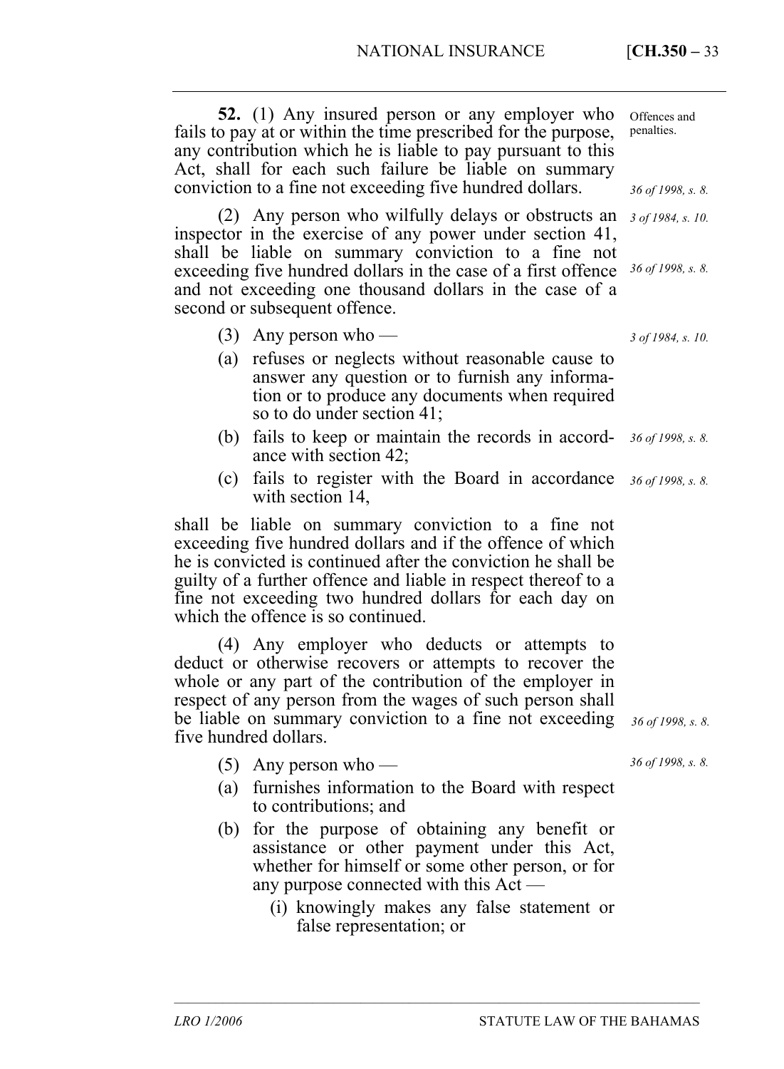**52.** (1) Any insured person or any employer who fails to pay at or within the time prescribed for the purpose, any contribution which he is liable to pay pursuant to this Act, shall for each such failure be liable on summary conviction to a fine not exceeding five hundred dollars.

Offences and penalties.

*36 of 1998, s. 8.*

(2) Any person who wilfully delays or obstructs an inspector in the exercise of any power under section 41, shall be liable on summary conviction to a fine not exceeding five hundred dollars in the case of a first offence and not exceeding one thousand dollars in the case of a second or subsequent offence.

*3 of 1984, s. 10.*

*36 of 1998, s. 8.*

(3) Any person who —

*3 of 1984, s. 10.*

(a) refuses or neglects without reasonable cause to answer any question or to furnish any information or to produce any documents when required so to do under section 41;

(b) fails to keep or maintain the records in accordance with section 42;

*36 of 1998, s. 8.*

(c) fails to register with the Board in accordance with section 14,

*36 of 1998, s. 8.*

shall be liable on summary conviction to a fine not exceeding five hundred dollars and if the offence of which he is convicted is continued after the conviction he shall be guilty of a further offence and liable in respect thereof to a fine not exceeding two hundred dollars for each day on which the offence is so continued.

(4) Any employer who deducts or attempts to deduct or otherwise recovers or attempts to recover the whole or any part of the contribution of the employer in respect of any person from the wages of such person shall be liable on summary conviction to a fine not exceeding five hundred dollars.

*36 of 1998, s. 8.*

(5) Any person who —

*36 of 1998, s. 8.*

(a) furnishes information to the Board with respect to contributions; and

(b) for the purpose of obtaining any benefit or assistance or other payment under this Act, whether for himself or some other person, or for any purpose connected with this Act —

(i) knowingly makes any false statement or false representation; or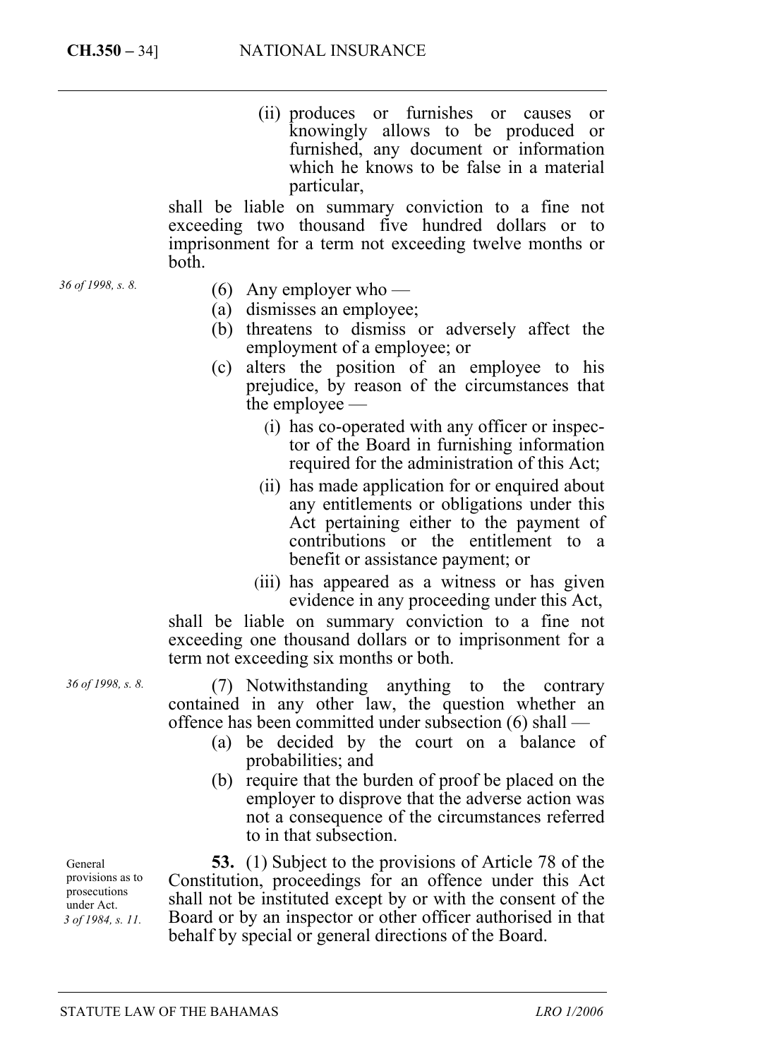(ii) produces or furnishes or causes or knowingly allows to be produced or furnished, any document or information which he knows to be false in a material particular,

shall be liable on summary conviction to a fine not exceeding two thousand five hundred dollars or to imprisonment for a term not exceeding twelve months or both.

*36 of 1998, s. 8.*

(6) Any employer who —

(a) dismisses an employee;

(b) threatens to dismiss or adversely affect the employment of a employee; or

(c) alters the position of an employee to his prejudice, by reason of the circumstances that the employee —

(i) has co-operated with any officer or inspector of the Board in furnishing information required for the administration of this Act;

(ii) has made application for or enquired about any entitlements or obligations under this Act pertaining either to the payment of contributions or the entitlement to a benefit or assistance payment; or

(iii) has appeared as a witness or has given evidence in any proceeding under this Act,

shall be liable on summary conviction to a fine not exceeding one thousand dollars or to imprisonment for a term not exceeding six months or both.

*36 of 1998, s. 8.*

(7) Notwithstanding anything to the contrary contained in any other law, the question whether an offence has been committed under subsection (6) shall —

(a) be decided by the court on a balance of probabilities; and

(b) require that the burden of proof be placed on the employer to disprove that the adverse action was not a consequence of the circumstances referred to in that subsection.

General provisions as to prosecutions under Act.
*3 of 1984, s. 11.*

**53.** (1) Subject to the provisions of Article 78 of the Constitution, proceedings for an offence under this Act shall not be instituted except by or with the consent of the Board or by an inspector or other officer authorised in that behalf by special or general directions of the Board.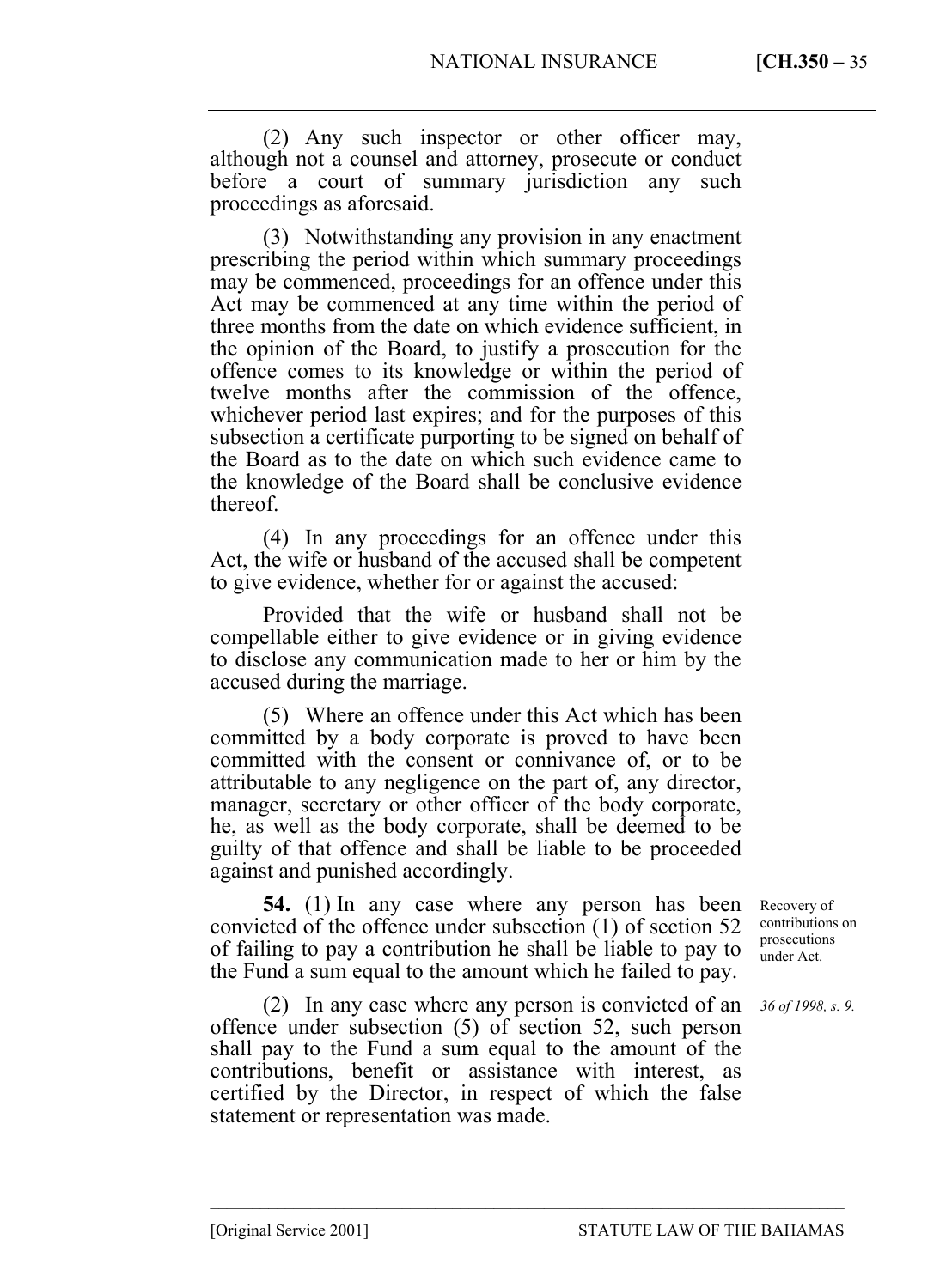(2) Any such inspector or other officer may, although not a counsel and attorney, prosecute or conduct before a court of summary jurisdiction any such proceedings as aforesaid.

(3) Notwithstanding any provision in any enactment prescribing the period within which summary proceedings may be commenced, proceedings for an offence under this Act may be commenced at any time within the period of three months from the date on which evidence sufficient, in the opinion of the Board, to justify a prosecution for the offence comes to its knowledge or within the period of twelve months after the commission of the offence, whichever period last expires; and for the purposes of this subsection a certificate purporting to be signed on behalf of the Board as to the date on which such evidence came to the knowledge of the Board shall be conclusive evidence thereof.

(4) In any proceedings for an offence under this Act, the wife or husband of the accused shall be competent to give evidence, whether for or against the accused:

Provided that the wife or husband shall not be compellable either to give evidence or in giving evidence to disclose any communication made to her or him by the accused during the marriage.

(5) Where an offence under this Act which has been committed by a body corporate is proved to have been committed with the consent or connivance of, or to be attributable to any negligence on the part of, any director, manager, secretary or other officer of the body corporate, he, as well as the body corporate, shall be deemed to be guilty of that offence and shall be liable to be proceeded against and punished accordingly.

*Recovery of contributions on prosecutions under Act.*

**54.** (1) In any case where any person has been convicted of the offence under subsection (1) of section 52 of failing to pay a contribution he shall be liable to pay to the Fund a sum equal to the amount which he failed to pay.

*36 of 1998, s. 9.*

(2) In any case where any person is convicted of an offence under subsection (5) of section 52, such person shall pay to the Fund a sum equal to the amount of the contributions, benefit or assistance with interest, as certified by the Director, in respect of which the false statement or representation was made.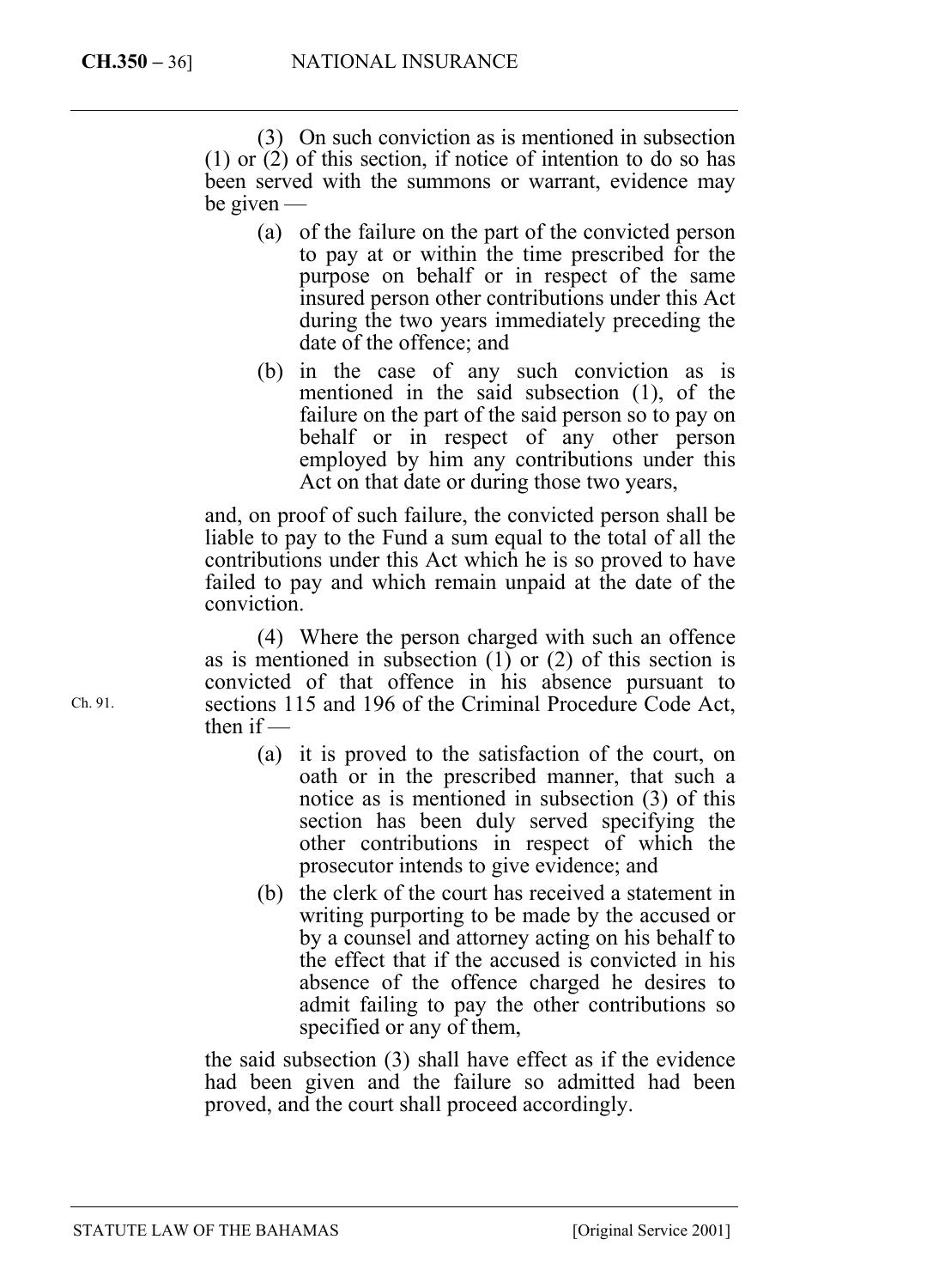(3) On such conviction as is mentioned in subsection (1) or (2) of this section, if notice of intention to do so has been served with the summons or warrant, evidence may be given —

(a) of the failure on the part of the convicted person to pay at or within the time prescribed for the purpose on behalf or in respect of the same insured person other contributions under this Act during the two years immediately preceding the date of the offence; and

(b) in the case of any such conviction as is mentioned in the said subsection (1), of the failure on the part of the said person so to pay on behalf or in respect of any other person employed by him any contributions under this Act on that date or during those two years,

and, on proof of such failure, the convicted person shall be liable to pay to the Fund a sum equal to the total of all the contributions under this Act which he is so proved to have failed to pay and which remain unpaid at the date of the conviction.

(4) Where the person charged with such an offence as is mentioned in subsection (1) or (2) of this section is convicted of that offence in his absence pursuant to sections 115 and 196 of the Criminal Procedure Code Act, then if —

Ch. 91.

(a) it is proved to the satisfaction of the court, on oath or in the prescribed manner, that such a notice as is mentioned in subsection (3) of this section has been duly served specifying the other contributions in respect of which the prosecutor intends to give evidence; and

(b) the clerk of the court has received a statement in writing purporting to be made by the accused or by a counsel and attorney acting on his behalf to the effect that if the accused is convicted in his absence of the offence charged he desires to admit failing to pay the other contributions so specified or any of them,

the said subsection (3) shall have effect as if the evidence had been given and the failure so admitted had been proved, and the court shall proceed accordingly.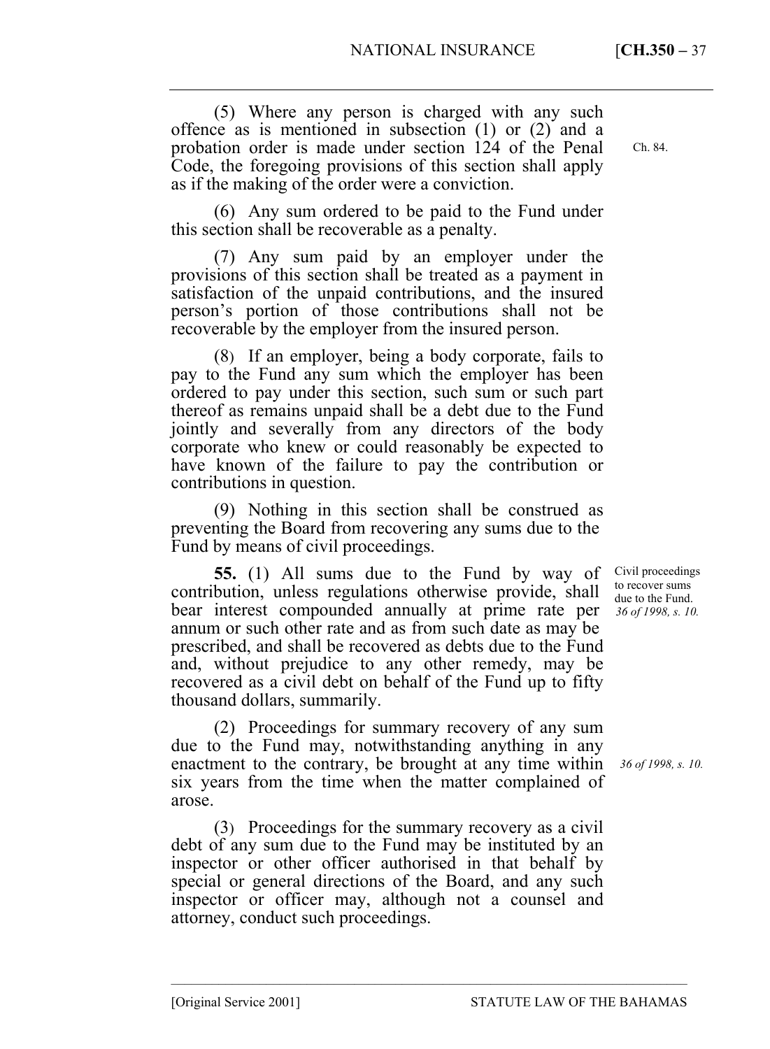(5) Where any person is charged with any such offence as is mentioned in subsection (1) or (2) and a probation order is made under section 124 of the Penal Code, the foregoing provisions of this section shall apply as if the making of the order were a conviction.

Ch. 84.

(6) Any sum ordered to be paid to the Fund under this section shall be recoverable as a penalty.

(7) Any sum paid by an employer under the provisions of this section shall be treated as a payment in satisfaction of the unpaid contributions, and the insured person's portion of those contributions shall not be recoverable by the employer from the insured person.

(8) If an employer, being a body corporate, fails to pay to the Fund any sum which the employer has been ordered to pay under this section, such sum or such part thereof as remains unpaid shall be a debt due to the Fund jointly and severally from any directors of the body corporate who knew or could reasonably be expected to have known of the failure to pay the contribution or contributions in question.

(9) Nothing in this section shall be construed as preventing the Board from recovering any sums due to the Fund by means of civil proceedings.

Civil proceedings to recover sums due to the Fund. *36 of 1998, s. 10.*

**55.** (1) All sums due to the Fund by way of contribution, unless regulations otherwise provide, shall bear interest compounded annually at prime rate per annum or such other rate and as from such date as may be prescribed, and shall be recovered as debts due to the Fund and, without prejudice to any other remedy, may be recovered as a civil debt on behalf of the Fund up to fifty thousand dollars, summarily.

*36 of 1998, s. 10.*

(2) Proceedings for summary recovery of any sum due to the Fund may, notwithstanding anything in any enactment to the contrary, be brought at any time within six years from the time when the matter complained of arose.

(3) Proceedings for the summary recovery as a civil debt of any sum due to the Fund may be instituted by an inspector or other officer authorised in that behalf by special or general directions of the Board, and any such inspector or officer may, although not a counsel and attorney, conduct such proceedings.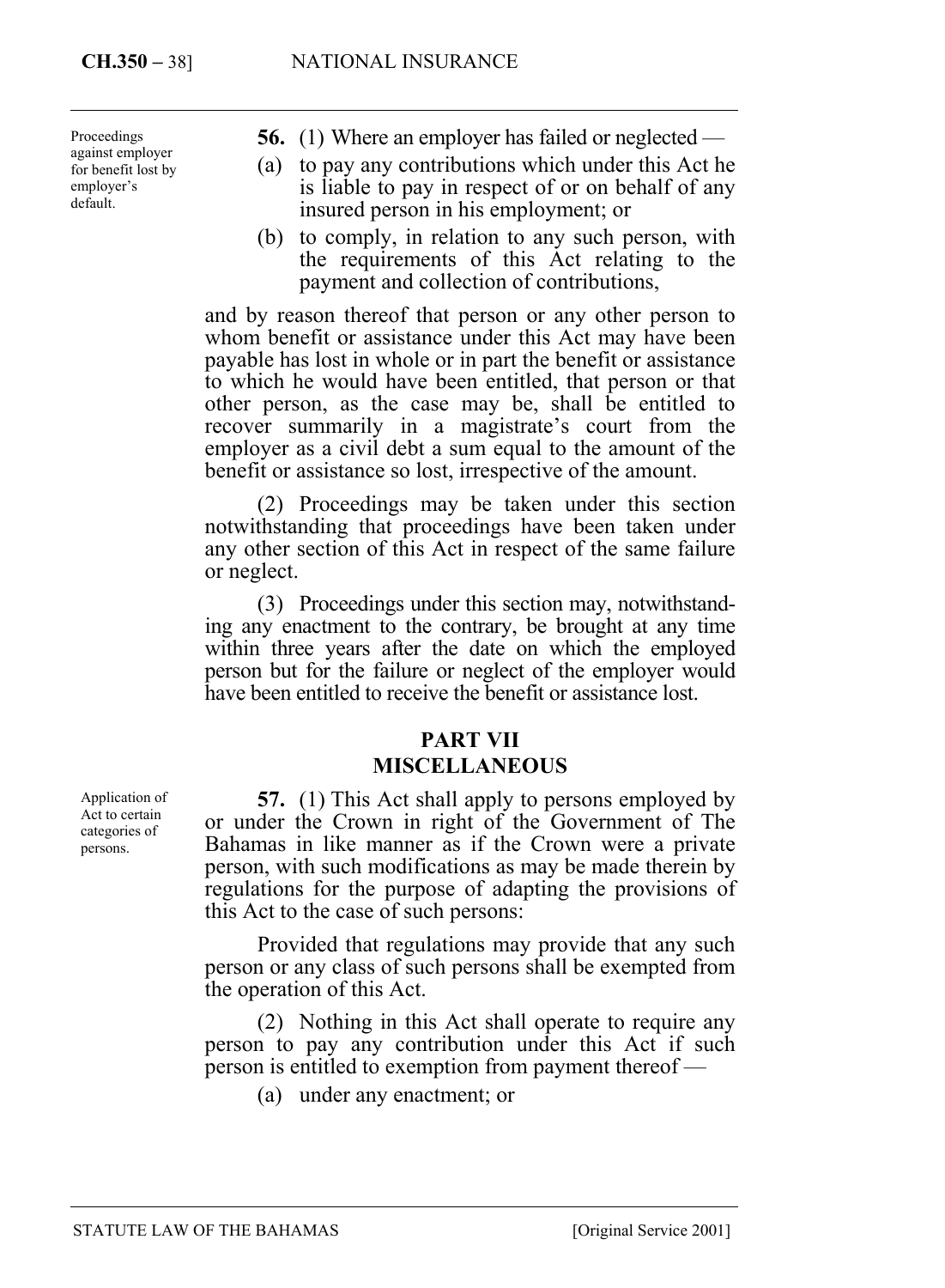Proceedings against employer for benefit lost by employer's default.

**56.** (1) Where an employer has failed or neglected —

(a) to pay any contributions which under this Act he is liable to pay in respect of or on behalf of any insured person in his employment; or

(b) to comply, in relation to any such person, with the requirements of this Act relating to the payment and collection of contributions,

and by reason thereof that person or any other person to whom benefit or assistance under this Act may have been payable has lost in whole or in part the benefit or assistance to which he would have been entitled, that person or that other person, as the case may be, shall be entitled to recover summarily in a magistrate's court from the employer as a civil debt a sum equal to the amount of the benefit or assistance so lost, irrespective of the amount.

(2) Proceedings may be taken under this section notwithstanding that proceedings have been taken under any other section of this Act in respect of the same failure or neglect.

(3) Proceedings under this section may, notwithstanding any enactment to the contrary, be brought at any time within three years after the date on which the employed person but for the failure or neglect of the employer would have been entitled to receive the benefit or assistance lost.

## PART VII
## MISCELLANEOUS

Application of Act to certain categories of persons.

**57.** (1) This Act shall apply to persons employed by or under the Crown in right of the Government of The Bahamas in like manner as if the Crown were a private person, with such modifications as may be made therein by regulations for the purpose of adapting the provisions of this Act to the case of such persons:

Provided that regulations may provide that any such person or any class of such persons shall be exempted from the operation of this Act.

(2) Nothing in this Act shall operate to require any person to pay any contribution under this Act if such person is entitled to exemption from payment thereof —

(a) under any enactment; or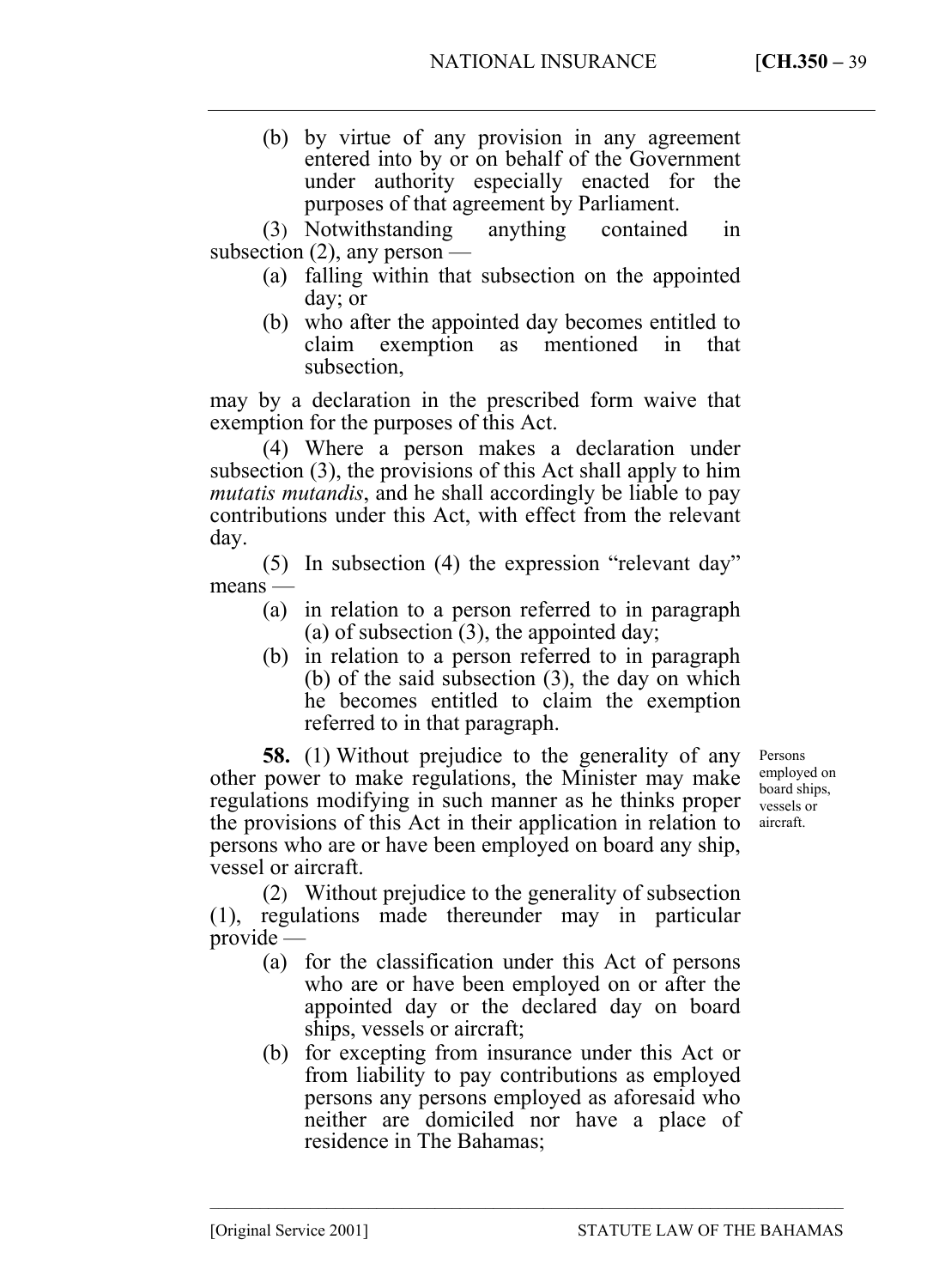(b) by virtue of any provision in any agreement entered into by or on behalf of the Government under authority especially enacted for the purposes of that agreement by Parliament.

(3) Notwithstanding anything contained in subsection (2), any person —

(a) falling within that subsection on the appointed day; or

(b) who after the appointed day becomes entitled to claim exemption as mentioned in that subsection,

may by a declaration in the prescribed form waive that exemption for the purposes of this Act.

(4) Where a person makes a declaration under subsection (3), the provisions of this Act shall apply to him *mutatis mutandis*, and he shall accordingly be liable to pay contributions under this Act, with effect from the relevant day.

(5) In subsection (4) the expression "relevant day" means —

(a) in relation to a person referred to in paragraph (a) of subsection (3), the appointed day;

(b) in relation to a person referred to in paragraph (b) of the said subsection (3), the day on which he becomes entitled to claim the exemption referred to in that paragraph.

Persons employed on board ships, vessels or aircraft.

**58.** (1) Without prejudice to the generality of any other power to make regulations, the Minister may make regulations modifying in such manner as he thinks proper the provisions of this Act in their application in relation to persons who are or have been employed on board any ship, vessel or aircraft.

(2) Without prejudice to the generality of subsection (1), regulations made thereunder may in particular provide —

(a) for the classification under this Act of persons who are or have been employed on or after the appointed day or the declared day on board ships, vessels or aircraft;

(b) for excepting from insurance under this Act or from liability to pay contributions as employed persons any persons employed as aforesaid who neither are domiciled nor have a place of residence in The Bahamas;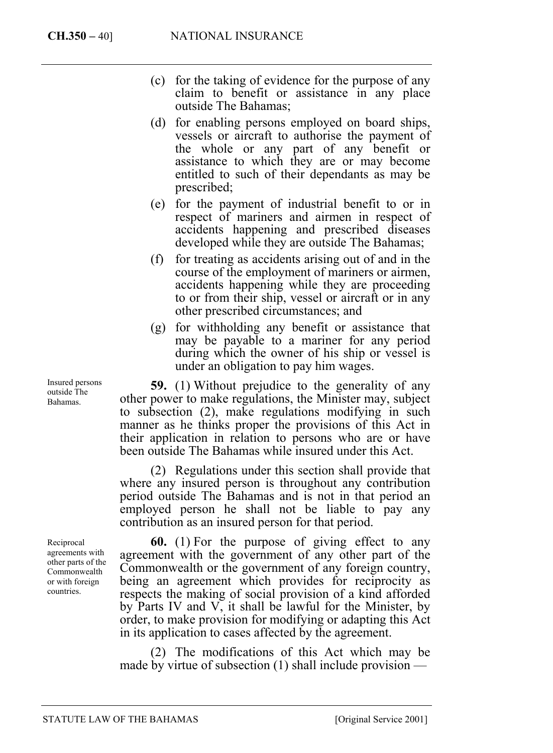(c) for the taking of evidence for the purpose of any claim to benefit or assistance in any place outside The Bahamas;

(d) for enabling persons employed on board ships, vessels or aircraft to authorise the payment of the whole or any part of any benefit or assistance to which they are or may become entitled to such of their dependants as may be prescribed;

(e) for the payment of industrial benefit to or in respect of mariners and airmen in respect of accidents happening and prescribed diseases developed while they are outside The Bahamas;

(f) for treating as accidents arising out of and in the course of the employment of mariners or airmen, accidents happening while they are proceeding to or from their ship, vessel or aircraft or in any other prescribed circumstances; and

(g) for withholding any benefit or assistance that may be payable to a mariner for any period during which the owner of his ship or vessel is under an obligation to pay him wages.

*Insured persons outside The Bahamas.*

**59.** (1) Without prejudice to the generality of any other power to make regulations, the Minister may, subject to subsection (2), make regulations modifying in such manner as he thinks proper the provisions of this Act in their application in relation to persons who are or have been outside The Bahamas while insured under this Act.

(2) Regulations under this section shall provide that where any insured person is throughout any contribution period outside The Bahamas and is not in that period an employed person he shall not be liable to pay any contribution as an insured person for that period.

*Reciprocal agreements with other parts of the Commonwealth or with foreign countries.*

**60.** (1) For the purpose of giving effect to any agreement with the government of any other part of the Commonwealth or the government of any foreign country, being an agreement which provides for reciprocity as respects the making of social provision of a kind afforded by Parts IV and V, it shall be lawful for the Minister, by order, to make provision for modifying or adapting this Act in its application to cases affected by the agreement.

(2) The modifications of this Act which may be made by virtue of subsection (1) shall include provision —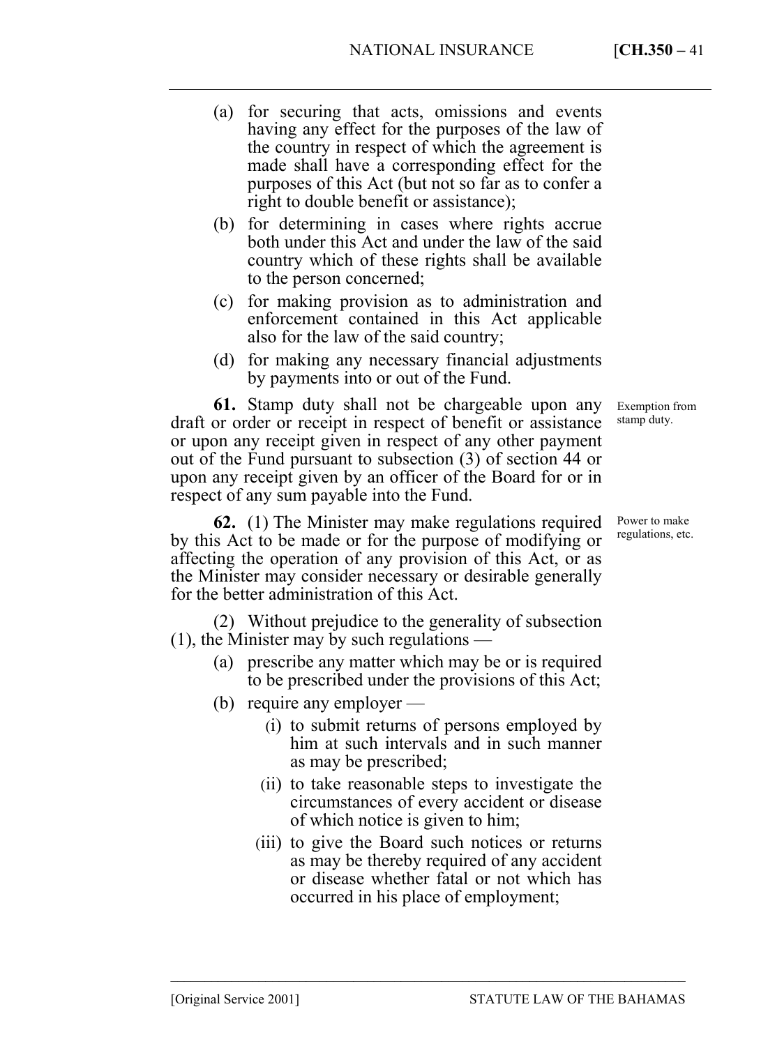(a) for securing that acts, omissions and events having any effect for the purposes of the law of the country in respect of which the agreement is made shall have a corresponding effect for the purposes of this Act (but not so far as to confer a right to double benefit or assistance);

(b) for determining in cases where rights accrue both under this Act and under the law of the said country which of these rights shall be available to the person concerned;

(c) for making provision as to administration and enforcement contained in this Act applicable also for the law of the said country;

(d) for making any necessary financial adjustments by payments into or out of the Fund.

*Exemption from stamp duty.*

**61.** Stamp duty shall not be chargeable upon any draft or order or receipt in respect of benefit or assistance or upon any receipt given in respect of any other payment out of the Fund pursuant to subsection (3) of section 44 or upon any receipt given by an officer of the Board for or in respect of any sum payable into the Fund.

*Power to make regulations, etc.*

**62.** (1) The Minister may make regulations required by this Act to be made or for the purpose of modifying or affecting the operation of any provision of this Act, or as the Minister may consider necessary or desirable generally for the better administration of this Act.

(2) Without prejudice to the generality of subsection (1), the Minister may by such regulations —

(a) prescribe any matter which may be or is required to be prescribed under the provisions of this Act;

(b) require any employer —

(i) to submit returns of persons employed by him at such intervals and in such manner as may be prescribed;

(ii) to take reasonable steps to investigate the circumstances of every accident or disease of which notice is given to him;

(iii) to give the Board such notices or returns as may be thereby required of any accident or disease whether fatal or not which has occurred in his place of employment;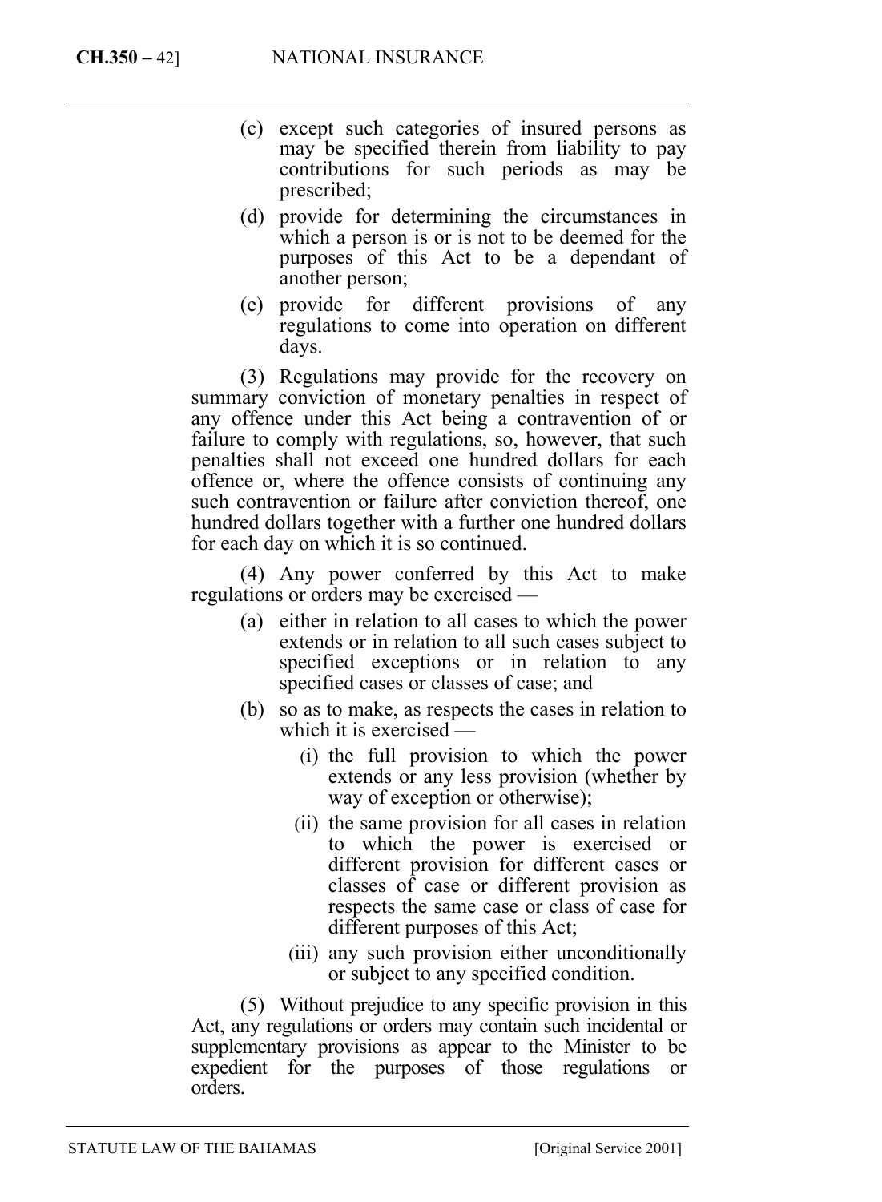(c) except such categories of insured persons as may be specified therein from liability to pay contributions for such periods as may be prescribed;

(d) provide for determining the circumstances in which a person is or is not to be deemed for the purposes of this Act to be a dependant of another person;

(e) provide for different provisions of any regulations to come into operation on different days.

(3) Regulations may provide for the recovery on summary conviction of monetary penalties in respect of any offence under this Act being a contravention of or failure to comply with regulations, so, however, that such penalties shall not exceed one hundred dollars for each offence or, where the offence consists of continuing any such contravention or failure after conviction thereof, one hundred dollars together with a further one hundred dollars for each day on which it is so continued.

(4) Any power conferred by this Act to make regulations or orders may be exercised —

(a) either in relation to all cases to which the power extends or in relation to all such cases subject to specified exceptions or in relation to any specified cases or classes of case; and

(b) so as to make, as respects the cases in relation to which it is exercised —

(i) the full provision to which the power extends or any less provision (whether by way of exception or otherwise);

(ii) the same provision for all cases in relation to which the power is exercised or different provision for different cases or classes of case or different provision as respects the same case or class of case for different purposes of this Act;

(iii) any such provision either unconditionally or subject to any specified condition.

(5) Without prejudice to any specific provision in this Act, any regulations or orders may contain such incidental or supplementary provisions as appear to the Minister to be expedient for the purposes of those regulations or orders.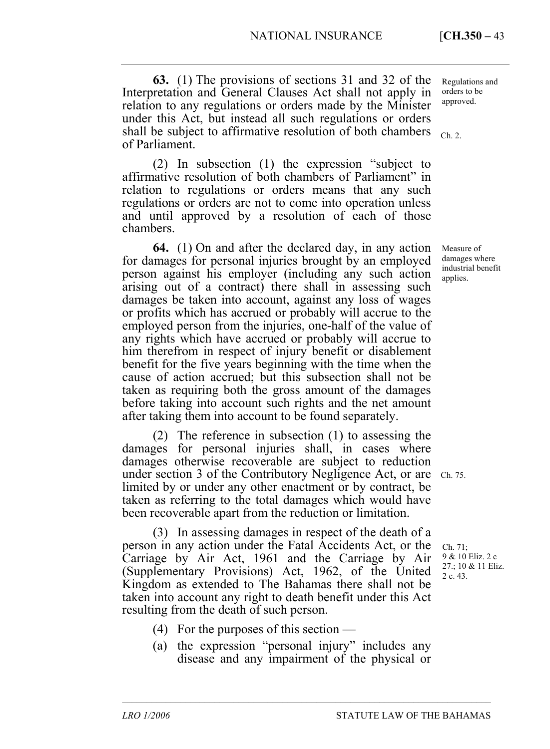**63.** (1) The provisions of sections 31 and 32 of the Interpretation and General Clauses Act shall not apply in relation to any regulations or orders made by the Minister under this Act, but instead all such regulations or orders shall be subject to affirmative resolution of both chambers of Parliament.

Regulations and orders to be approved.

Ch. 2.

(2) In subsection (1) the expression "subject to affirmative resolution of both chambers of Parliament" in relation to regulations or orders means that any such regulations or orders are not to come into operation unless and until approved by a resolution of each of those chambers.

**64.** (1) On and after the declared day, in any action for damages for personal injuries brought by an employed person against his employer (including any such action arising out of a contract) there shall in assessing such damages be taken into account, against any loss of wages or profits which has accrued or probably will accrue to the employed person from the injuries, one-half of the value of any rights which have accrued or probably will accrue to him therefrom in respect of injury benefit or disablement benefit for the five years beginning with the time when the cause of action accrued; but this subsection shall not be taken as requiring both the gross amount of the damages before taking into account such rights and the net amount after taking them into account to be found separately.

Measure of damages where industrial benefit applies.

(2) The reference in subsection (1) to assessing the damages for personal injuries shall, in cases where damages otherwise recoverable are subject to reduction under section 3 of the Contributory Negligence Act, or are limited by or under any other enactment or by contract, be taken as referring to the total damages which would have been recoverable apart from the reduction or limitation.

Ch. 75.

(3) In assessing damages in respect of the death of a person in any action under the Fatal Accidents Act, or the Carriage by Air Act, 1961 and the Carriage by Air (Supplementary Provisions) Act, 1962, of the United Kingdom as extended to The Bahamas there shall not be taken into account any right to death benefit under this Act resulting from the death of such person.

Ch. 71; 9 & 10 Eliz. 2 c 27.; 10 & 11 Eliz. 2 c. 43.

(4) For the purposes of this section —

(a) the expression "personal injury" includes any disease and any impairment of the physical or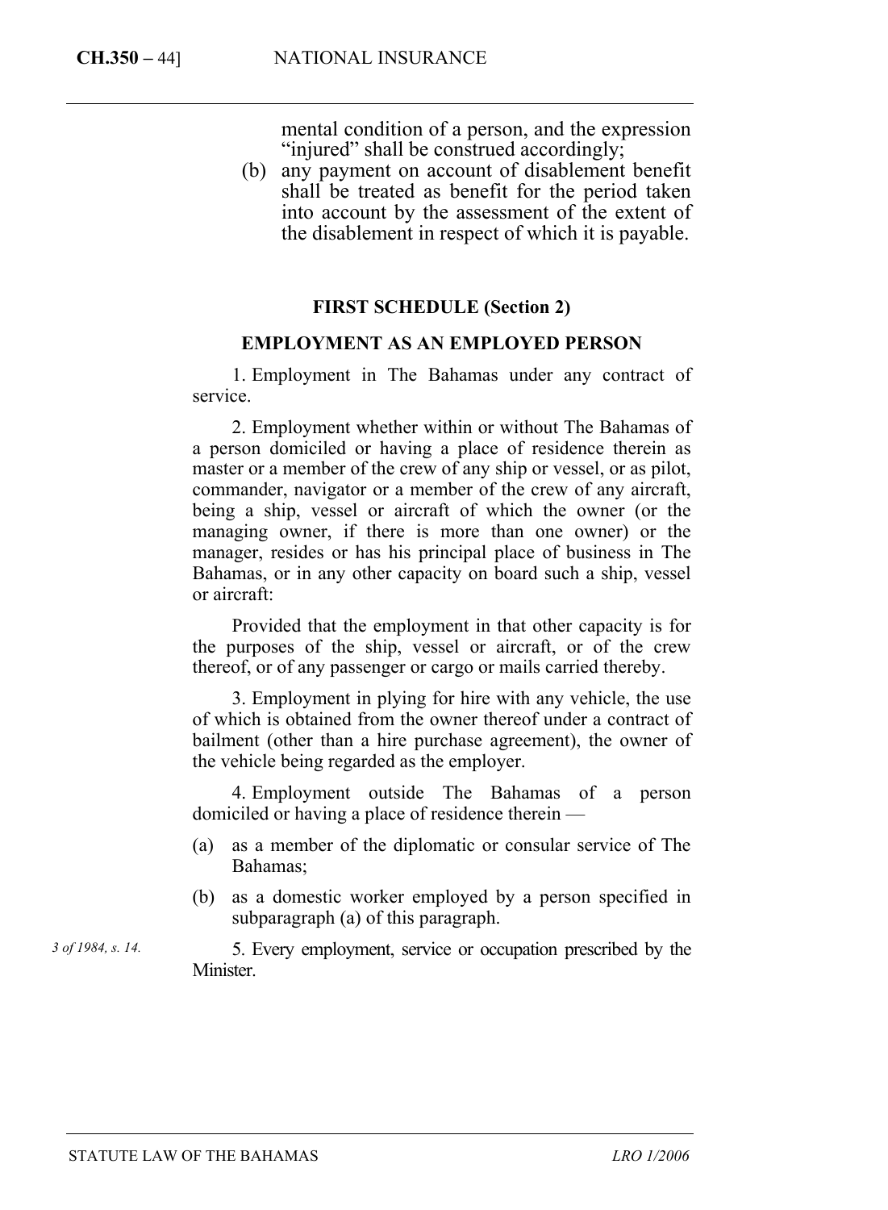mental condition of a person, and the expression "injured" shall be construed accordingly;

(b) any payment on account of disablement benefit shall be treated as benefit for the period taken into account by the assessment of the extent of the disablement in respect of which it is payable.

**FIRST SCHEDULE (Section 2)**

**EMPLOYMENT AS AN EMPLOYED PERSON**

1. Employment in The Bahamas under any contract of service.

2. Employment whether within or without The Bahamas of a person domiciled or having a place of residence therein as master or a member of the crew of any ship or vessel, or as pilot, commander, navigator or a member of the crew of any aircraft, being a ship, vessel or aircraft of which the owner (or the managing owner, if there is more than one owner) or the manager, resides or has his principal place of business in The Bahamas, or in any other capacity on board such a ship, vessel or aircraft:

Provided that the employment in that other capacity is for the purposes of the ship, vessel or aircraft, or of the crew thereof, or of any passenger or cargo or mails carried thereby.

3. Employment in plying for hire with any vehicle, the use of which is obtained from the owner thereof under a contract of bailment (other than a hire purchase agreement), the owner of the vehicle being regarded as the employer.

4. Employment outside The Bahamas of a person domiciled or having a place of residence therein —

(a) as a member of the diplomatic or consular service of The Bahamas;

(b) as a domestic worker employed by a person specified in subparagraph (a) of this paragraph.

*3 of 1984, s. 14.*

5. Every employment, service or occupation prescribed by the Minister.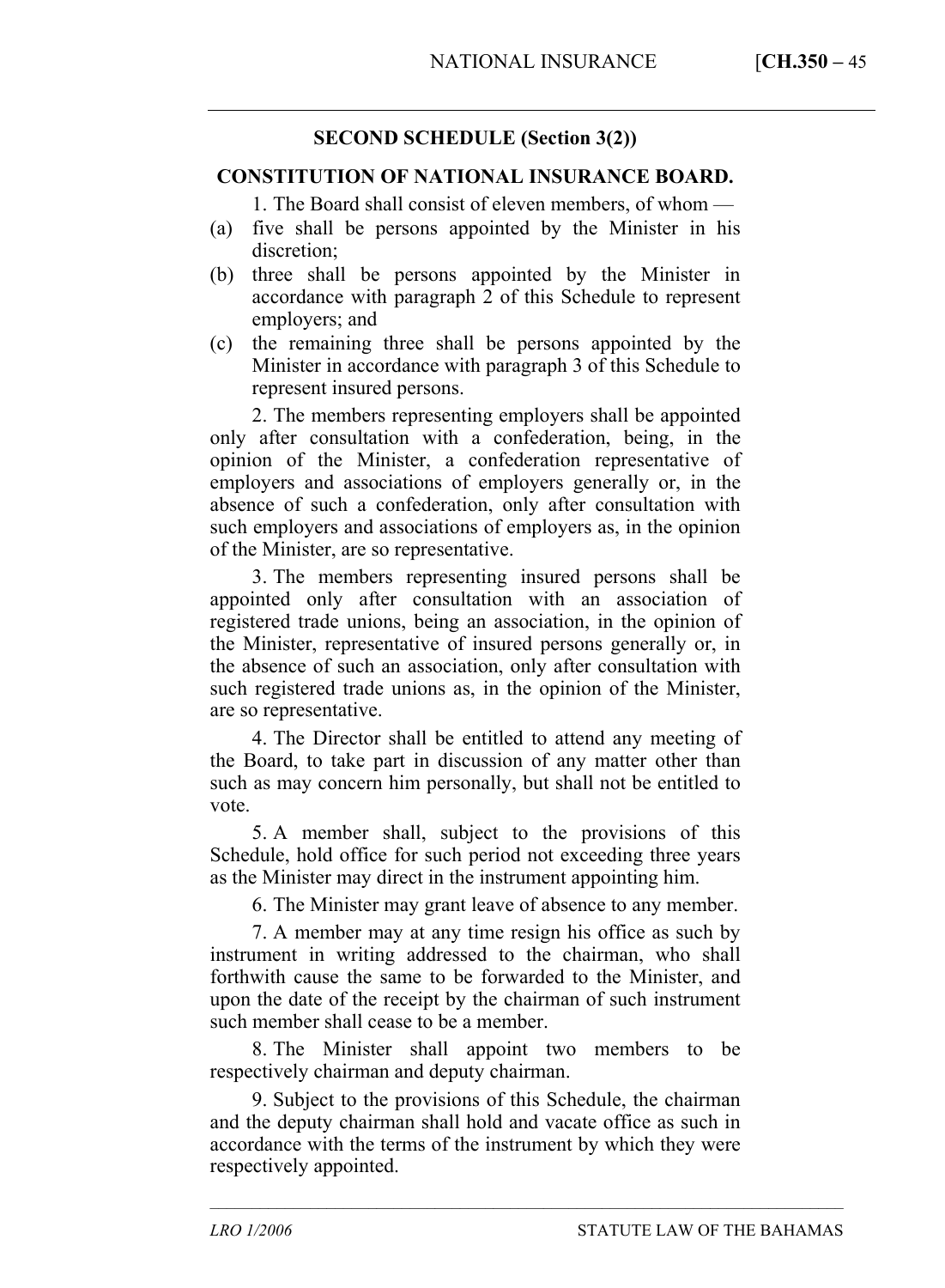## SECOND SCHEDULE (Section 3(2))

### CONSTITUTION OF NATIONAL INSURANCE BOARD.

1. The Board shall consist of eleven members, of whom —

(a) five shall be persons appointed by the Minister in his discretion;

(b) three shall be persons appointed by the Minister in accordance with paragraph 2 of this Schedule to represent employers; and

(c) the remaining three shall be persons appointed by the Minister in accordance with paragraph 3 of this Schedule to represent insured persons.

2. The members representing employers shall be appointed only after consultation with a confederation, being, in the opinion of the Minister, a confederation representative of employers and associations of employers generally or, in the absence of such a confederation, only after consultation with such employers and associations of employers as, in the opinion of the Minister, are so representative.

3. The members representing insured persons shall be appointed only after consultation with an association of registered trade unions, being an association, in the opinion of the Minister, representative of insured persons generally or, in the absence of such an association, only after consultation with such registered trade unions as, in the opinion of the Minister, are so representative.

4. The Director shall be entitled to attend any meeting of the Board, to take part in discussion of any matter other than such as may concern him personally, but shall not be entitled to vote.

5. A member shall, subject to the provisions of this Schedule, hold office for such period not exceeding three years as the Minister may direct in the instrument appointing him.

6. The Minister may grant leave of absence to any member.

7. A member may at any time resign his office as such by instrument in writing addressed to the chairman, who shall forthwith cause the same to be forwarded to the Minister, and upon the date of the receipt by the chairman of such instrument such member shall cease to be a member.

8. The Minister shall appoint two members to be respectively chairman and deputy chairman.

9. Subject to the provisions of this Schedule, the chairman and the deputy chairman shall hold and vacate office as such in accordance with the terms of the instrument by which they were respectively appointed.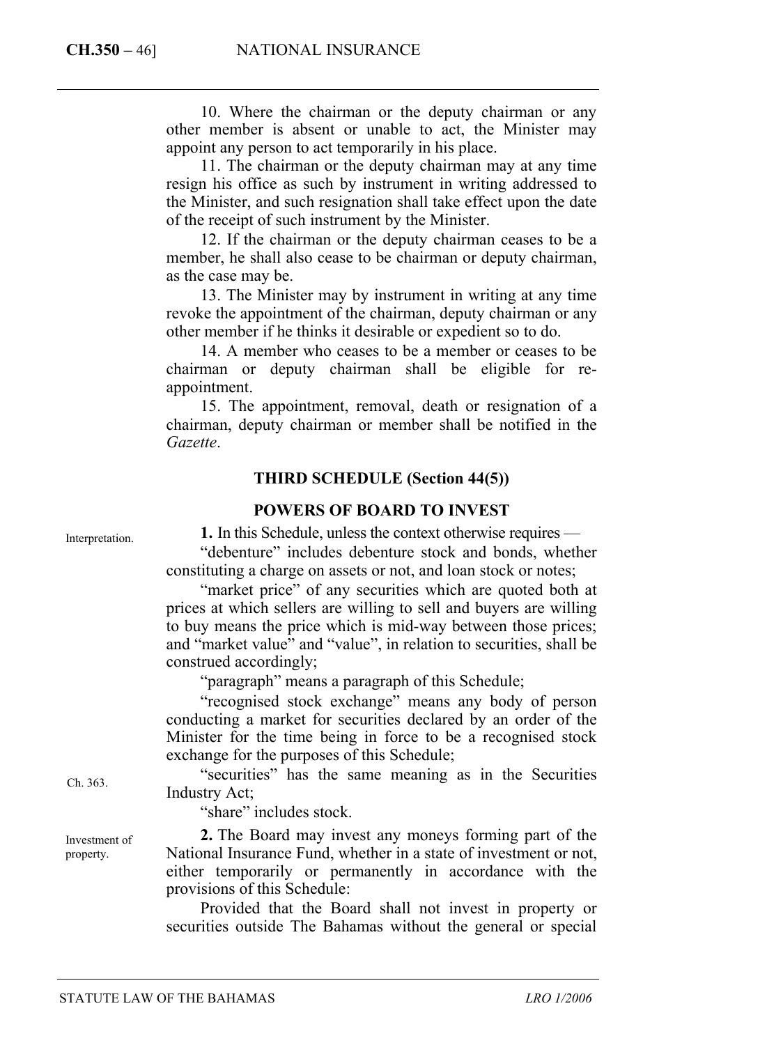10. Where the chairman or the deputy chairman or any other member is absent or unable to act, the Minister may appoint any person to act temporarily in his place.

11. The chairman or the deputy chairman may at any time resign his office as such by instrument in writing addressed to the Minister, and such resignation shall take effect upon the date of the receipt of such instrument by the Minister.

12. If the chairman or the deputy chairman ceases to be a member, he shall also cease to be chairman or deputy chairman, as the case may be.

13. The Minister may by instrument in writing at any time revoke the appointment of the chairman, deputy chairman or any other member if he thinks it desirable or expedient so to do.

14. A member who ceases to be a member or ceases to be chairman or deputy chairman shall be eligible for re-appointment.

15. The appointment, removal, death or resignation of a chairman, deputy chairman or member shall be notified in the *Gazette*.

## THIRD SCHEDULE (Section 44(5))

## POWERS OF BOARD TO INVEST

Interpretation.

**1.** In this Schedule, unless the context otherwise requires —

"debenture" includes debenture stock and bonds, whether constituting a charge on assets or not, and loan stock or notes;

"market price" of any securities which are quoted both at prices at which sellers are willing to sell and buyers are willing to buy means the price which is mid-way between those prices; and "market value" and "value", in relation to securities, shall be construed accordingly;

"paragraph" means a paragraph of this Schedule;

"recognised stock exchange" means any body of person conducting a market for securities declared by an order of the Minister for the time being in force to be a recognised stock exchange for the purposes of this Schedule;

Ch. 363.

"securities" has the same meaning as in the Securities Industry Act;

"share" includes stock.

Investment of property.

**2.** The Board may invest any moneys forming part of the National Insurance Fund, whether in a state of investment or not, either temporarily or permanently in accordance with the provisions of this Schedule:

Provided that the Board shall not invest in property or securities outside The Bahamas without the general or special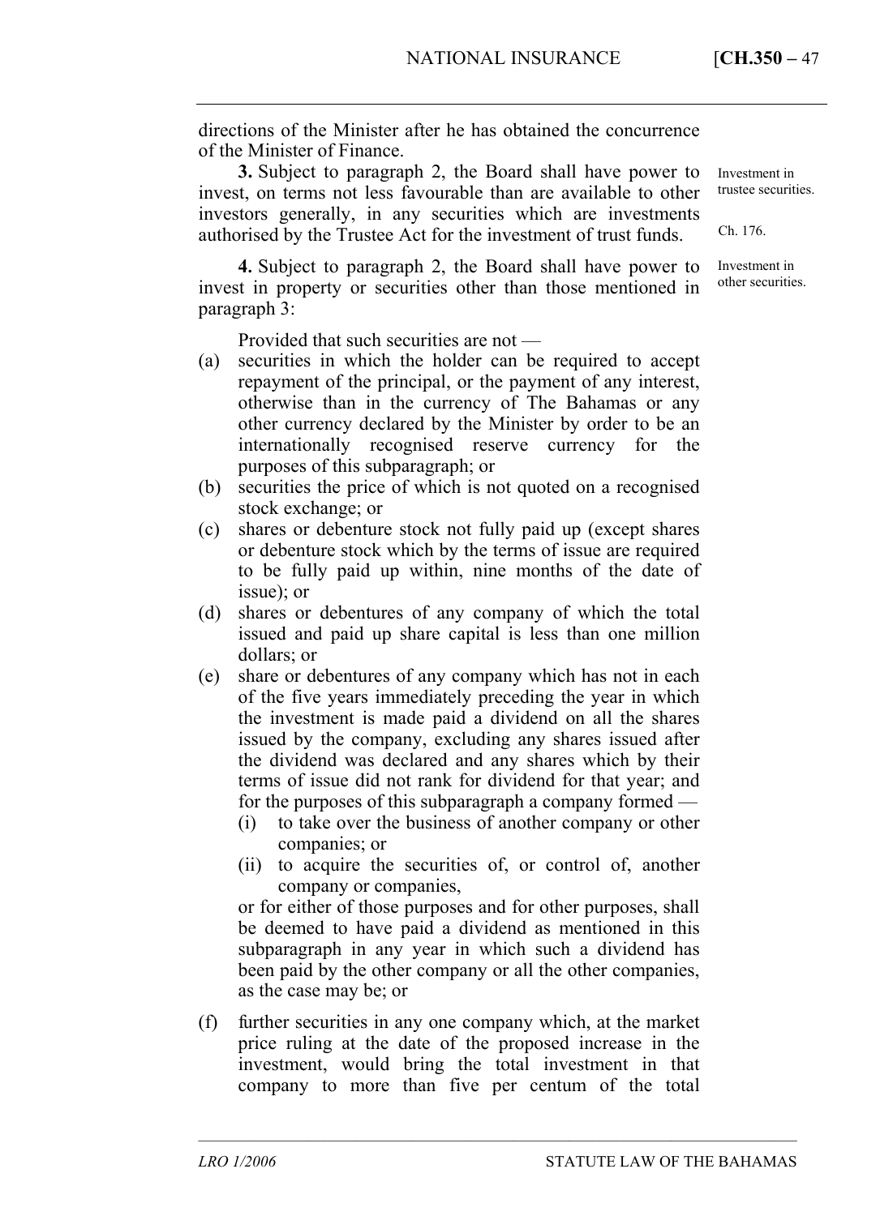directions of the Minister after he has obtained the concurrence of the Minister of Finance.

**3.** Subject to paragraph 2, the Board shall have power to invest, on terms not less favourable than are available to other investors generally, in any securities which are investments authorised by the Trustee Act for the investment of trust funds.

Investment in trustee securities.

Ch. 176.

**4.** Subject to paragraph 2, the Board shall have power to invest in property or securities other than those mentioned in paragraph 3:

Investment in other securities.

Provided that such securities are not —

(a) securities in which the holder can be required to accept repayment of the principal, or the payment of any interest, otherwise than in the currency of The Bahamas or any other currency declared by the Minister by order to be an internationally recognised reserve currency for the purposes of this subparagraph; or

(b) securities the price of which is not quoted on a recognised stock exchange; or

(c) shares or debenture stock not fully paid up (except shares or debenture stock which by the terms of issue are required to be fully paid up within, nine months of the date of issue); or

(d) shares or debentures of any company of which the total issued and paid up share capital is less than one million dollars; or

(e) share or debentures of any company which has not in each of the five years immediately preceding the year in which the investment is made paid a dividend on all the shares issued by the company, excluding any shares issued after the dividend was declared and any shares which by their terms of issue did not rank for dividend for that year; and for the purposes of this subparagraph a company formed —

   (i) to take over the business of another company or other companies; or

   (ii) to acquire the securities of, or control of, another company or companies,

   or for either of those purposes and for other purposes, shall be deemed to have paid a dividend as mentioned in this subparagraph in any year in which such a dividend has been paid by the other company or all the other companies, as the case may be; or

(f) further securities in any one company which, at the market price ruling at the date of the proposed increase in the investment, would bring the total investment in that company to more than five per centum of the total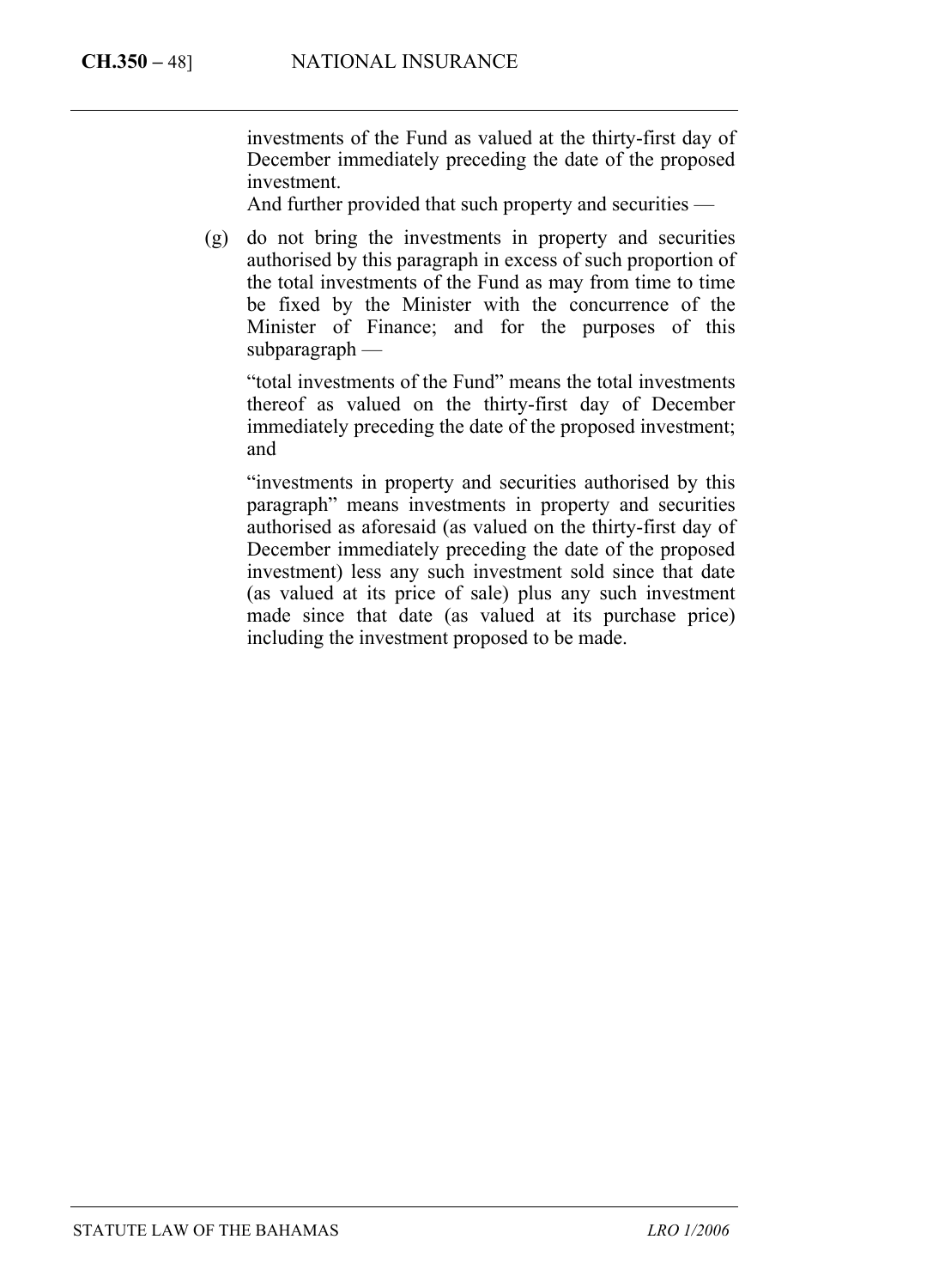investments of the Fund as valued at the thirty-first day of December immediately preceding the date of the proposed investment.

And further provided that such property and securities —

(g) do not bring the investments in property and securities authorised by this paragraph in excess of such proportion of the total investments of the Fund as may from time to time be fixed by the Minister with the concurrence of the Minister of Finance; and for the purposes of this subparagraph —

"total investments of the Fund" means the total investments thereof as valued on the thirty-first day of December immediately preceding the date of the proposed investment; and

"investments in property and securities authorised by this paragraph" means investments in property and securities authorised as aforesaid (as valued on the thirty-first day of December immediately preceding the date of the proposed investment) less any such investment sold since that date (as valued at its price of sale) plus any such investment made since that date (as valued at its purchase price) including the investment proposed to be made.